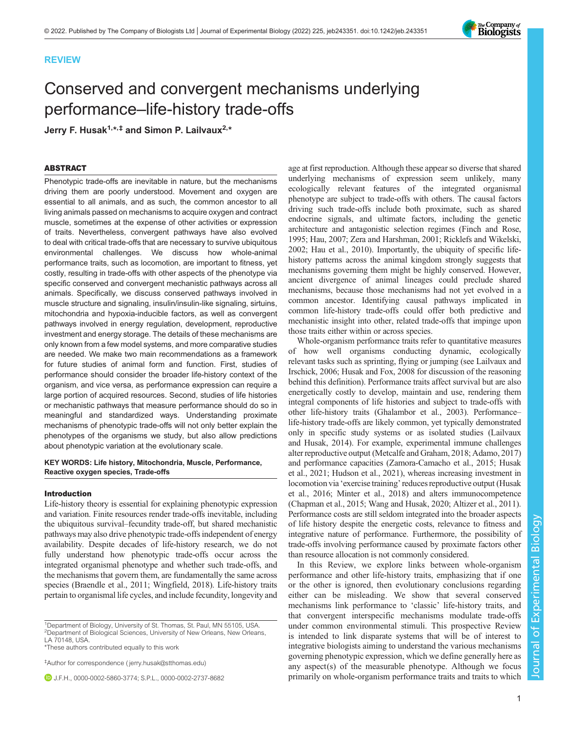REVIEW

# Conserved and convergent mechanisms underlying performance–life-history trade-offs

**Jerry F. Husak[1,*,‡] and Simon P. Lailvaux[2,*]**

## ABSTRACT

Phenotypic trade-offs are inevitable in nature, but the mechanisms driving them are poorly understood. Movement and oxygen are essential to all animals, and as such, the common ancestor to all living animals passed on mechanisms to acquire oxygen and contract muscle, sometimes at the expense of other activities or expression of traits. Nevertheless, convergent pathways have also evolved to deal with critical trade-offs that are necessary to survive ubiquitous environmental challenges. We discuss how whole-animal performance traits, such as locomotion, are important to fitness, yet costly, resulting in trade-offs with other aspects of the phenotype via specific conserved and convergent mechanistic pathways across all animals. Specifically, we discuss conserved pathways involved in muscle structure and signaling, insulin/insulin-like signaling, sirtuins, mitochondria and hypoxia-inducible factors, as well as convergent pathways involved in energy regulation, development, reproductive investment and energy storage. The details of these mechanisms are only known from a few model systems, and more comparative studies are needed. We make two main recommendations as a framework for future studies of animal form and function. First, studies of performance should consider the broader life-history context of the organism, and vice versa, as performance expression can require a large portion of acquired resources. Second, studies of life histories or mechanistic pathways that measure performance should do so in meaningful and standardized ways. Understanding proximate mechanisms of phenotypic trade-offs will not only better explain the phenotypes of the organisms we study, but also allow predictions about phenotypic variation at the evolutionary scale.

**KEY WORDS: Life history, Mitochondria, Muscle, Performance, Reactive oxygen species, Trade-offs**

## Introduction

Life-history theory is essential for explaining phenotypic expression and variation. Finite resources render trade-offs inevitable, including the ubiquitous survival–fecundity trade-off, but shared mechanistic pathways may also drive phenotypic trade-offs independent of energy availability. Despite decades of life-history research, we do not fully understand how phenotypic trade-offs occur across the integrated organismal phenotype and whether such trade-offs, and the mechanisms that govern them, are fundamentally the same across species (Braendle et al., 2011; Wingfield, 2018). Life-history traits pertain to organismal life cycles, and include fecundity, longevity and age at first reproduction. Although these appear so diverse that shared underlying mechanisms of expression seem unlikely, many ecologically relevant features of the integrated organismal phenotype are subject to trade-offs with others. The causal factors driving such trade-offs include both proximate, such as shared endocrine signals, and ultimate factors, including the genetic architecture and antagonistic selection regimes (Finch and Rose, 1995; Hau, 2007; Zera and Harshman, 2001; Ricklefs and Wikelski, 2002; Hau et al., 2010). Importantly, the ubiquity of specific life-history patterns across the animal kingdom strongly suggests that mechanisms governing them might be highly conserved. However, ancient divergence of animal lineages could preclude shared mechanisms, because those mechanisms had not yet evolved in a common ancestor. Identifying causal pathways implicated in common life-history trade-offs could offer both predictive and mechanistic insight into other, related trade-offs that impinge upon those traits either within or across species.

Whole-organism performance traits refer to quantitative measures of how well organisms conducting dynamic, ecologically relevant tasks such as sprinting, flying or jumping (see Lailvaux and Irschick, 2006; Husak and Fox, 2008 for discussion of the reasoning behind this definition). Performance traits affect survival but are also energetically costly to develop, maintain and use, rendering them integral components of life histories and subject to trade-offs with other life-history traits (Ghalambor et al., 2003). Performance–life-history trade-offs are likely common, yet typically demonstrated only in specific study systems or as isolated studies (Lailvaux and Husak, 2014). For example, experimental immune challenges alter reproductive output (Metcalfe and Graham, 2018; Adamo, 2017) and performance capacities (Zamora-Camacho et al., 2015; Husak et al., 2021; Hudson et al., 2021), whereas increasing investment in locomotion via 'exercise training' reduces reproductive output (Husak et al., 2016; Minter et al., 2018) and alters immunocompetence (Chapman et al., 2015; Wang and Husak, 2020; Altizer et al., 2011). Performance costs are still seldom integrated into the broader aspects of life history despite the energetic costs, relevance to fitness and integrative nature of performance. Furthermore, the possibility of trade-offs involving performance caused by proximate factors other than resource allocation is not commonly considered.

In this Review, we explore links between whole-organism performance and other life-history traits, emphasizing that if one or the other is ignored, then evolutionary conclusions regarding either can be misleading. We show that several conserved mechanisms link performance to 'classic' life-history traits, and that convergent interspecific mechanisms modulate trade-offs under common environmental stimuli. This prospective Review is intended to link disparate systems that will be of interest to integrative biologists aiming to understand the various mechanisms governing phenotypic expression, which we define generally here as any aspect(s) of the measurable phenotype. Although we focus primarily on whole-organism performance traits and traits to which

---

[1]Department of Biology, University of St. Thomas, St. Paul, MN 55105, USA. [2]Department of Biological Sciences, University of New Orleans, New Orleans, LA 70148, USA.
*These authors contributed equally to this work

‡Author for correspondence (jerry.husak@stthomas.edu)

J.F.H., 0000-0002-5860-3774; S.P.L., 0000-0002-2737-8682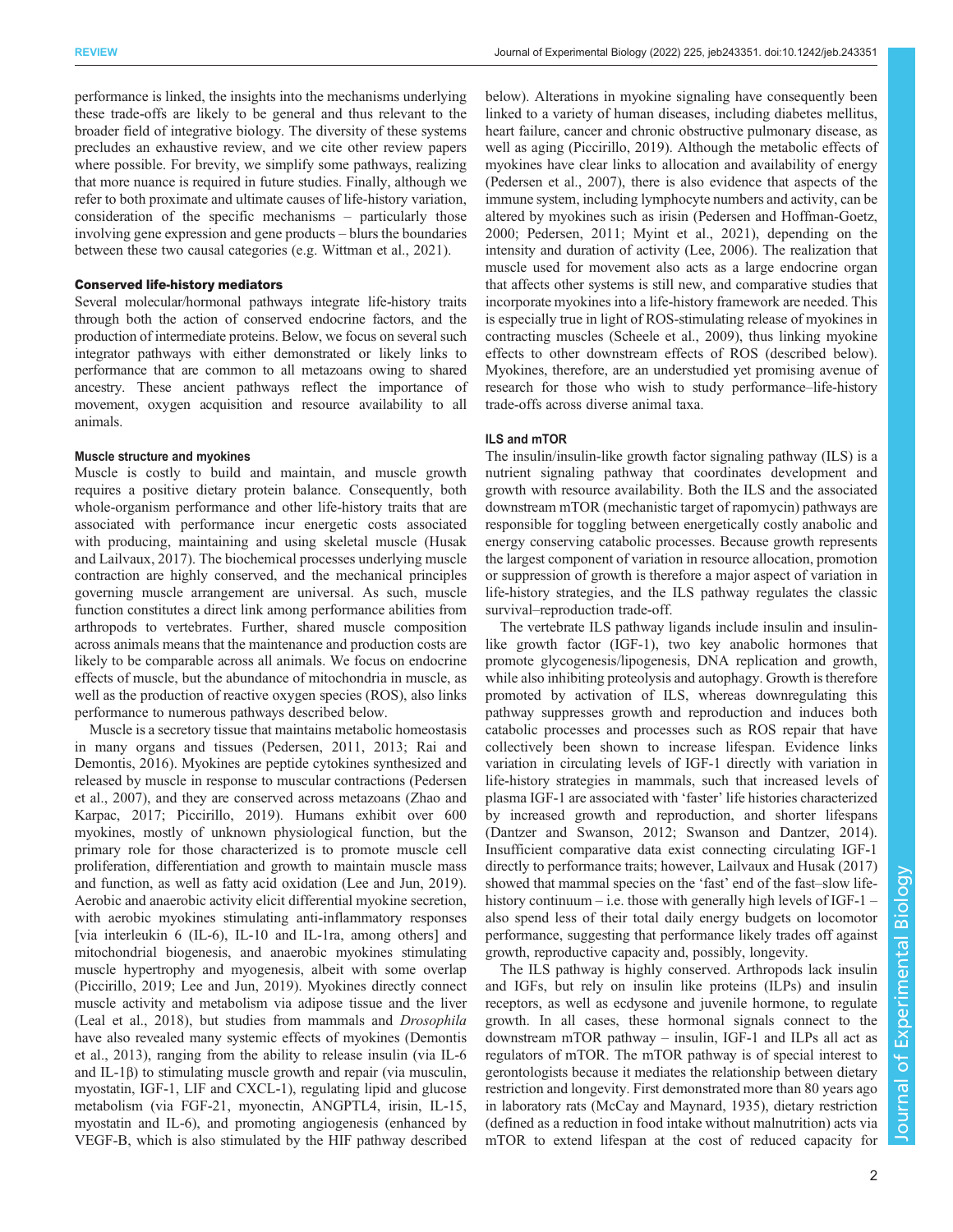performance is linked, the insights into the mechanisms underlying these trade-offs are likely to be general and thus relevant to the broader field of integrative biology. The diversity of these systems precludes an exhaustive review, and we cite other review papers where possible. For brevity, we simplify some pathways, realizing that more nuance is required in future studies. Finally, although we refer to both proximate and ultimate causes of life-history variation, consideration of the specific mechanisms – particularly those involving gene expression and gene products – blurs the boundaries between these two causal categories (e.g. Wittman et al., 2021).

## Conserved life-history mediators

Several molecular/hormonal pathways integrate life-history traits through both the action of conserved endocrine factors, and the production of intermediate proteins. Below, we focus on several such integrator pathways with either demonstrated or likely links to performance that are common to all metazoans owing to shared ancestry. These ancient pathways reflect the importance of movement, oxygen acquisition and resource availability to all animals.

### Muscle structure and myokines

Muscle is costly to build and maintain, and muscle growth requires a positive dietary protein balance. Consequently, both whole-organism performance and other life-history traits that are associated with performance incur energetic costs associated with producing, maintaining and using skeletal muscle (Husak and Lailvaux, 2017). The biochemical processes underlying muscle contraction are highly conserved, and the mechanical principles governing muscle arrangement are universal. As such, muscle function constitutes a direct link among performance abilities from arthropods to vertebrates. Further, shared muscle composition across animals means that the maintenance and production costs are likely to be comparable across all animals. We focus on endocrine effects of muscle, but the abundance of mitochondria in muscle, as well as the production of reactive oxygen species (ROS), also links performance to numerous pathways described below.

Muscle is a secretory tissue that maintains metabolic homeostasis in many organs and tissues (Pedersen, 2011, 2013; Rai and Demontis, 2016). Myokines are peptide cytokines synthesized and released by muscle in response to muscular contractions (Pedersen et al., 2007), and they are conserved across metazoans (Zhao and Karpac, 2017; Piccirillo, 2019). Humans exhibit over 600 myokines, mostly of unknown physiological function, but the primary role for those characterized is to promote muscle cell proliferation, differentiation and growth to maintain muscle mass and function, as well as fatty acid oxidation (Lee and Jun, 2019). Aerobic and anaerobic activity elicit differential myokine secretion, with aerobic myokines stimulating anti-inflammatory responses [via interleukin 6 (IL-6), IL-10 and IL-1ra, among others] and mitochondrial biogenesis, and anaerobic myokines stimulating muscle hypertrophy and myogenesis, albeit with some overlap (Piccirillo, 2019; Lee and Jun, 2019). Myokines directly connect muscle activity and metabolism via adipose tissue and the liver (Leal et al., 2018), but studies from mammals and *Drosophila* have also revealed many systemic effects of myokines (Demontis et al., 2013), ranging from the ability to release insulin (via IL-6 and IL-1β) to stimulating muscle growth and repair (via musculin, myostatin, IGF-1, LIF and CXCL-1), regulating lipid and glucose metabolism (via FGF-21, myonectin, ANGPTL4, irisin, IL-15, myostatin and IL-6), and promoting angiogenesis (enhanced by VEGF-B, which is also stimulated by the HIF pathway described below). Alterations in myokine signaling have consequently been linked to a variety of human diseases, including diabetes mellitus, heart failure, cancer and chronic obstructive pulmonary disease, as well as aging (Piccirillo, 2019). Although the metabolic effects of myokines have clear links to allocation and availability of energy (Pedersen et al., 2007), there is also evidence that aspects of the immune system, including lymphocyte numbers and activity, can be altered by myokines such as irisin (Pedersen and Hoffman-Goetz, 2000; Pedersen, 2011; Myint et al., 2021), depending on the intensity and duration of activity (Lee, 2006). The realization that muscle used for movement also acts as a large endocrine organ that affects other systems is still new, and comparative studies that incorporate myokines into a life-history framework are needed. This is especially true in light of ROS-stimulating release of myokines in contracting muscles (Scheele et al., 2009), thus linking myokine effects to other downstream effects of ROS (described below). Myokines, therefore, are an understudied yet promising avenue of research for those who wish to study performance–life-history trade-offs across diverse animal taxa.

### ILS and mTOR

The insulin/insulin-like growth factor signaling pathway (ILS) is a nutrient signaling pathway that coordinates development and growth with resource availability. Both the ILS and the associated downstream mTOR (mechanistic target of rapomycin) pathways are responsible for toggling between energetically costly anabolic and energy conserving catabolic processes. Because growth represents the largest component of variation in resource allocation, promotion or suppression of growth is therefore a major aspect of variation in life-history strategies, and the ILS pathway regulates the classic survival–reproduction trade-off.

The vertebrate ILS pathway ligands include insulin and insulin-like growth factor (IGF-1), two key anabolic hormones that promote glycogenesis/lipogenesis, DNA replication and growth, while also inhibiting proteolysis and autophagy. Growth is therefore promoted by activation of ILS, whereas downregulating this pathway suppresses growth and reproduction and induces both catabolic processes and processes such as ROS repair that have collectively been shown to increase lifespan. Evidence links variation in circulating levels of IGF-1 directly with variation in life-history strategies in mammals, such that increased levels of plasma IGF-1 are associated with 'faster' life histories characterized by increased growth and reproduction, and shorter lifespans (Dantzer and Swanson, 2012; Swanson and Dantzer, 2014). Insufficient comparative data exist connecting circulating IGF-1 directly to performance traits; however, Lailvaux and Husak (2017) showed that mammal species on the 'fast' end of the fast–slow life-history continuum – i.e. those with generally high levels of IGF-1 – also spend less of their total daily energy budgets on locomotor performance, suggesting that performance likely trades off against growth, reproductive capacity and, possibly, longevity.

The ILS pathway is highly conserved. Arthropods lack insulin and IGFs, but rely on insulin like proteins (ILPs) and insulin receptors, as well as ecdysone and juvenile hormone, to regulate growth. In all cases, these hormonal signals connect to the downstream mTOR pathway – insulin, IGF-1 and ILPs all act as regulators of mTOR. The mTOR pathway is of special interest to gerontologists because it mediates the relationship between dietary restriction and longevity. First demonstrated more than 80 years ago in laboratory rats (McCay and Maynard, 1935), dietary restriction (defined as a reduction in food intake without malnutrition) acts via mTOR to extend lifespan at the cost of reduced capacity for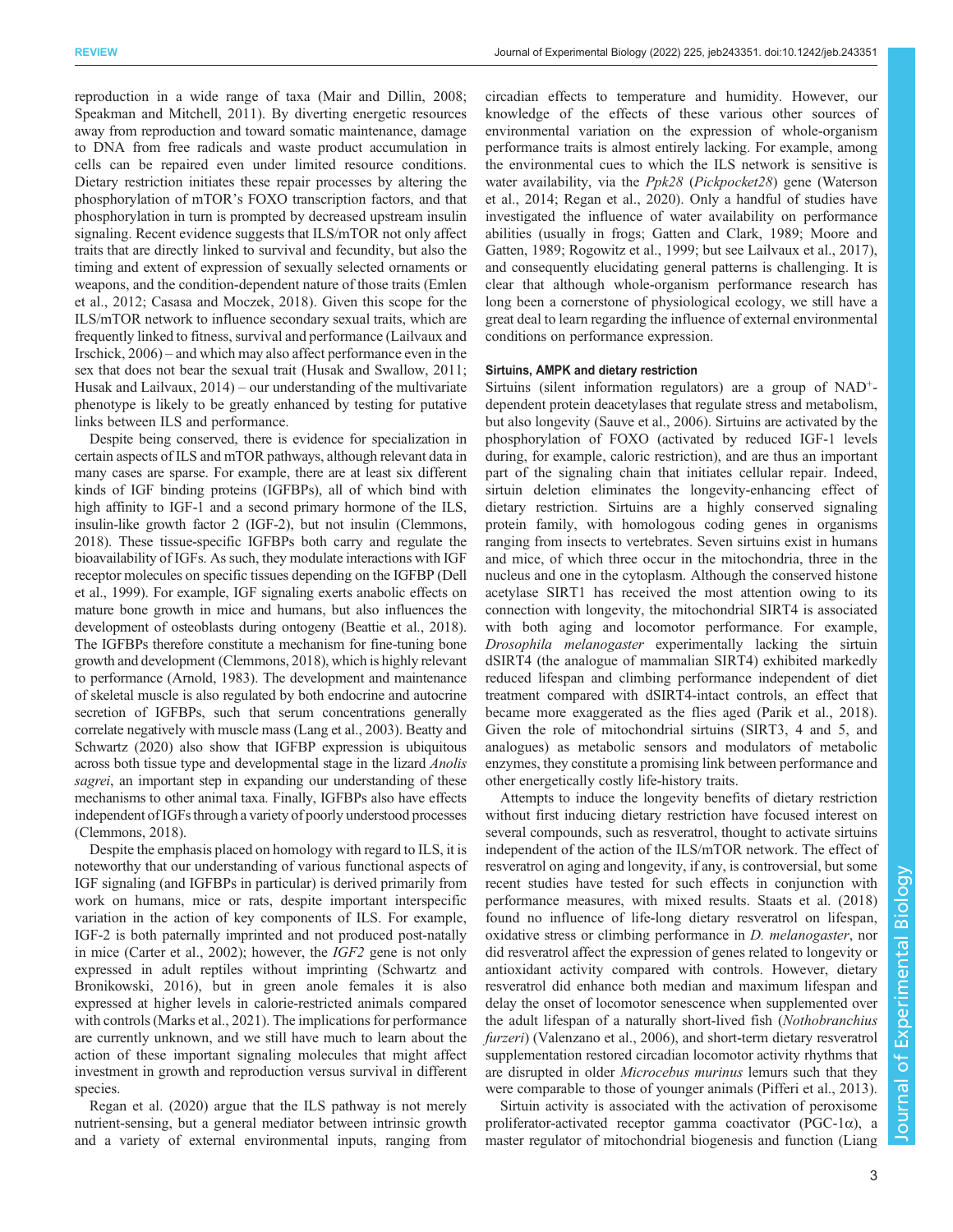reproduction in a wide range of taxa (Mair and Dillin, 2008; Speakman and Mitchell, 2011). By diverting energetic resources away from reproduction and toward somatic maintenance, damage to DNA from free radicals and waste product accumulation in cells can be repaired even under limited resource conditions. Dietary restriction initiates these repair processes by altering the phosphorylation of mTOR's FOXO transcription factors, and that phosphorylation in turn is prompted by decreased upstream insulin signaling. Recent evidence suggests that ILS/mTOR not only affect traits that are directly linked to survival and fecundity, but also the timing and extent of expression of sexually selected ornaments or weapons, and the condition-dependent nature of those traits (Emlen et al., 2012; Casasa and Moczek, 2018). Given this scope for the ILS/mTOR network to influence secondary sexual traits, which are frequently linked to fitness, survival and performance (Lailvaux and Irschick, 2006) – and which may also affect performance even in the sex that does not bear the sexual trait (Husak and Swallow, 2011; Husak and Lailvaux, 2014) – our understanding of the multivariate phenotype is likely to be greatly enhanced by testing for putative links between ILS and performance.

Despite being conserved, there is evidence for specialization in certain aspects of ILS and mTOR pathways, although relevant data in many cases are sparse. For example, there are at least six different kinds of IGF binding proteins (IGFBPs), all of which bind with high affinity to IGF-1 and a second primary hormone of the ILS, insulin-like growth factor 2 (IGF-2), but not insulin (Clemmons, 2018). These tissue-specific IGFBPs both carry and regulate the bioavailability of IGFs. As such, they modulate interactions with IGF receptor molecules on specific tissues depending on the IGFBP (Dell et al., 1999). For example, IGF signaling exerts anabolic effects on mature bone growth in mice and humans, but also influences the development of osteoblasts during ontogeny (Beattie et al., 2018). The IGFBPs therefore constitute a mechanism for fine-tuning bone growth and development (Clemmons, 2018), which is highly relevant to performance (Arnold, 1983). The development and maintenance of skeletal muscle is also regulated by both endocrine and autocrine secretion of IGFBPs, such that serum concentrations generally correlate negatively with muscle mass (Lang et al., 2003). Beatty and Schwartz (2020) also show that IGFBP expression is ubiquitous across both tissue type and developmental stage in the lizard *Anolis sagrei*, an important step in expanding our understanding of these mechanisms to other animal taxa. Finally, IGFBPs also have effects independent of IGFs through a variety of poorly understood processes (Clemmons, 2018).

Despite the emphasis placed on homology with regard to ILS, it is noteworthy that our understanding of various functional aspects of IGF signaling (and IGFBPs in particular) is derived primarily from work on humans, mice or rats, despite important interspecific variation in the action of key components of ILS. For example, IGF-2 is both paternally imprinted and not produced post-natally in mice (Carter et al., 2002); however, the *IGF2* gene is not only expressed in adult reptiles without imprinting (Schwartz and Bronikowski, 2016), but in green anole females it is also expressed at higher levels in calorie-restricted animals compared with controls (Marks et al., 2021). The implications for performance are currently unknown, and we still have much to learn about the action of these important signaling molecules that might affect investment in growth and reproduction versus survival in different species.

Regan et al. (2020) argue that the ILS pathway is not merely nutrient-sensing, but a general mediator between intrinsic growth and a variety of external environmental inputs, ranging from circadian effects to temperature and humidity. However, our knowledge of the effects of these various other sources of environmental variation on the expression of whole-organism performance traits is almost entirely lacking. For example, among the environmental cues to which the ILS network is sensitive is water availability, via the *Ppk28* (*Pickpocket28*) gene (Waterson et al., 2014; Regan et al., 2020). Only a handful of studies have investigated the influence of water availability on performance abilities (usually in frogs; Gatten and Clark, 1989; Moore and Gatten, 1989; Rogowitz et al., 1999; but see Lailvaux et al., 2017), and consequently elucidating general patterns is challenging. It is clear that although whole-organism performance research has long been a cornerstone of physiological ecology, we still have a great deal to learn regarding the influence of external environmental conditions on performance expression.

### Sirtuins, AMPK and dietary restriction

Sirtuins (silent information regulators) are a group of $NAD^+$-dependent protein deacetylases that regulate stress and metabolism, but also longevity (Sauve et al., 2006). Sirtuins are activated by the phosphorylation of FOXO (activated by reduced IGF-1 levels during, for example, caloric restriction), and are thus an important part of the signaling chain that initiates cellular repair. Indeed, sirtuin deletion eliminates the longevity-enhancing effect of dietary restriction. Sirtuins are a highly conserved signaling protein family, with homologous coding genes in organisms ranging from insects to vertebrates. Seven sirtuins exist in humans and mice, of which three occur in the mitochondria, three in the nucleus and one in the cytoplasm. Although the conserved histone acetylase SIRT1 has received the most attention owing to its connection with longevity, the mitochondrial SIRT4 is associated with both aging and locomotor performance. For example, *Drosophila melanogaster* experimentally lacking the sirtuin dSIRT4 (the analogue of mammalian SIRT4) exhibited markedly reduced lifespan and climbing performance independent of diet treatment compared with dSIRT4-intact controls, an effect that became more exaggerated as the flies aged (Parik et al., 2018). Given the role of mitochondrial sirtuins (SIRT3, 4 and 5, and analogues) as metabolic sensors and modulators of metabolic enzymes, they constitute a promising link between performance and other energetically costly life-history traits.

Attempts to induce the longevity benefits of dietary restriction without first inducing dietary restriction have focused interest on several compounds, such as resveratrol, thought to activate sirtuins independent of the action of the ILS/mTOR network. The effect of resveratrol on aging and longevity, if any, is controversial, but some recent studies have tested for such effects in conjunction with performance measures, with mixed results. Staats et al. (2018) found no influence of life-long dietary resveratrol on lifespan, oxidative stress or climbing performance in *D. melanogaster*, nor did resveratrol affect the expression of genes related to longevity or antioxidant activity compared with controls. However, dietary resveratrol did enhance both median and maximum lifespan and delay the onset of locomotor senescence when supplemented over the adult lifespan of a naturally short-lived fish (*Nothobranchius furzeri*) (Valenzano et al., 2006), and short-term dietary resveratrol supplementation restored circadian locomotor activity rhythms that are disrupted in older *Microcebus murinus* lemurs such that they were comparable to those of younger animals (Pifferi et al., 2013).

Sirtuin activity is associated with the activation of peroxisome proliferator-activated receptor gamma coactivator (PGC-1α), a master regulator of mitochondrial biogenesis and function (Liang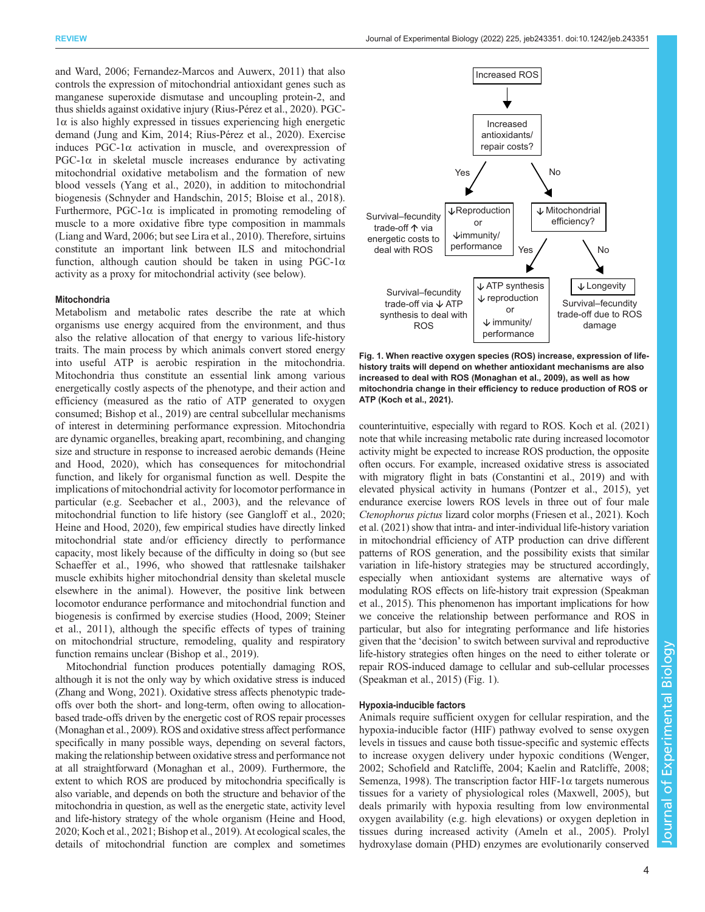and Ward, 2006; Fernandez-Marcos and Auwerx, 2011) that also controls the expression of mitochondrial antioxidant genes such as manganese superoxide dismutase and uncoupling protein-2, and thus shields against oxidative injury (Rius-Pérez et al., 2020). PGC-1α is also highly expressed in tissues experiencing high energetic demand (Jung and Kim, 2014; Rius-Pérez et al., 2020). Exercise induces PGC-1α activation in muscle, and overexpression of PGC-1α in skeletal muscle increases endurance by activating mitochondrial oxidative metabolism and the formation of new blood vessels (Yang et al., 2020), in addition to mitochondrial biogenesis (Schnyder and Handschin, 2015; Bloise et al., 2018). Furthermore, PGC-1α is implicated in promoting remodeling of muscle to a more oxidative fibre type composition in mammals (Liang and Ward, 2006; but see Lira et al., 2010). Therefore, sirtuins constitute an important link between ILS and mitochondrial function, although caution should be taken in using PGC-1α activity as a proxy for mitochondrial activity (see below).

#### Mitochondria

Metabolism and metabolic rates describe the rate at which organisms use energy acquired from the environment, and thus also the relative allocation of that energy to various life-history traits. The main process by which animals convert stored energy into useful ATP is aerobic respiration in the mitochondria. Mitochondria thus constitute an essential link among various energetically costly aspects of the phenotype, and their action and efficiency (measured as the ratio of ATP generated to oxygen consumed; Bishop et al., 2019) are central subcellular mechanisms of interest in determining performance expression. Mitochondria are dynamic organelles, breaking apart, recombining, and changing size and structure in response to increased aerobic demands (Heine and Hood, 2020), which has consequences for mitochondrial function, and likely for organismal function as well. Despite the implications of mitochondrial activity for locomotor performance in particular (e.g. Seebacher et al., 2003), and the relevance of mitochondrial function to life history (see Gangloff et al., 2020; Heine and Hood, 2020), few empirical studies have directly linked mitochondrial state and/or efficiency directly to performance capacity, most likely because of the difficulty in doing so (but see Schaeffer et al., 1996, who showed that rattlesnake tailshaker muscle exhibits higher mitochondrial density than skeletal muscle elsewhere in the animal). However, the positive link between locomotor endurance performance and mitochondrial function and biogenesis is confirmed by exercise studies (Hood, 2009; Steiner et al., 2011), although the specific effects of types of training on mitochondrial structure, remodeling, quality and respiratory function remains unclear (Bishop et al., 2019).

Mitochondrial function produces potentially damaging ROS, although it is not the only way by which oxidative stress is induced (Zhang and Wong, 2021). Oxidative stress affects phenotypic trade-offs over both the short- and long-term, often owing to allocation-based trade-offs driven by the energetic cost of ROS repair processes (Monaghan et al., 2009). ROS and oxidative stress affect performance specifically in many possible ways, depending on several factors, making the relationship between oxidative stress and performance not at all straightforward (Monaghan et al., 2009). Furthermore, the extent to which ROS are produced by mitochondria specifically is also variable, and depends on both the structure and behavior of the mitochondria in question, as well as the energetic state, activity level and life-history strategy of the whole organism (Heine and Hood, 2020; Koch et al., 2021; Bishop et al., 2019). At ecological scales, the details of mitochondrial function are complex and sometimes counterintuitive, especially with regard to ROS. Koch et al. (2021) note that while increasing metabolic rate during increased locomotor activity might be expected to increase ROS production, the opposite often occurs. For example, increased oxidative stress is associated with migratory flight in bats (Constantini et al., 2019) and with elevated physical activity in humans (Pontzer et al., 2015), yet endurance exercise lowers ROS levels in three out of four male *Ctenophorus pictus* lizard color morphs (Friesen et al., 2021). Koch et al. (2021) show that intra- and inter-individual life-history variation in mitochondrial efficiency of ATP production can drive different patterns of ROS generation, and the possibility exists that similar variation in life-history strategies may be structured accordingly, especially when antioxidant systems are alternative ways of modulating ROS effects on life-history trait expression (Speakman et al., 2015). This phenomenon has important implications for how we conceive the relationship between performance and ROS in particular, but also for integrating performance and life histories given that the 'decision' to switch between survival and reproductive life-history strategies often hinges on the need to either tolerate or repair ROS-induced damage to cellular and sub-cellular processes (Speakman et al., 2015) (Fig. 1).

Increased ROS → Increased antioxidants/repair costs?
- Yes → ↓Reproduction or ↓immunity/performance — Survival–fecundity trade-off ↑ via energetic costs to deal with ROS
- No → ↓ Mitochondrial efficiency?
  - Yes → ↓ ATP synthesis ↓ reproduction or ↓ immunity/performance — Survival–fecundity trade-off via ↓ ATP synthesis to deal with ROS
  - No → ↓ Longevity — Survival–fecundity trade-off due to ROS damage

**Fig. 1. When reactive oxygen species (ROS) increase, expression of life-history traits will depend on whether antioxidant mechanisms are also increased to deal with ROS (Monaghan et al., 2009), as well as how mitochondria change in their efficiency to reduce production of ROS or ATP (Koch et al., 2021).**

#### Hypoxia-inducible factors

Animals require sufficient oxygen for cellular respiration, and the hypoxia-inducible factor (HIF) pathway evolved to sense oxygen levels in tissues and cause both tissue-specific and systemic effects to increase oxygen delivery under hypoxic conditions (Wenger, 2002; Schofield and Ratcliffe, 2004; Kaelin and Ratcliffe, 2008; Semenza, 1998). The transcription factor HIF-1α targets numerous tissues for a variety of physiological roles (Maxwell, 2005), but deals primarily with hypoxia resulting from low environmental oxygen availability (e.g. high elevations) or oxygen depletion in tissues during increased activity (Ameln et al., 2005). Prolyl hydroxylase domain (PHD) enzymes are evolutionarily conserved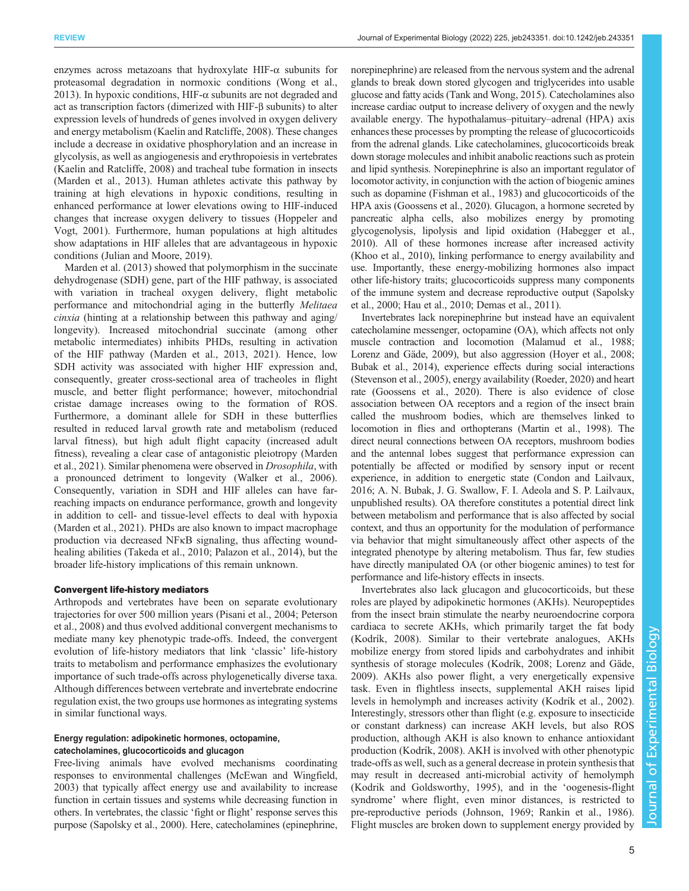enzymes across metazoans that hydroxylate HIF-α subunits for proteasomal degradation in normoxic conditions (Wong et al., 2013). In hypoxic conditions, HIF-α subunits are not degraded and act as transcription factors (dimerized with HIF-β subunits) to alter expression levels of hundreds of genes involved in oxygen delivery and energy metabolism (Kaelin and Ratcliffe, 2008). These changes include a decrease in oxidative phosphorylation and an increase in glycolysis, as well as angiogenesis and erythropoiesis in vertebrates (Kaelin and Ratcliffe, 2008) and tracheal tube formation in insects (Marden et al., 2013). Human athletes activate this pathway by training at high elevations in hypoxic conditions, resulting in enhanced performance at lower elevations owing to HIF-induced changes that increase oxygen delivery to tissues (Hoppeler and Vogt, 2001). Furthermore, human populations at high altitudes show adaptations in HIF alleles that are advantageous in hypoxic conditions (Julian and Moore, 2019).

Marden et al. (2013) showed that polymorphism in the succinate dehydrogenase (SDH) gene, part of the HIF pathway, is associated with variation in tracheal oxygen delivery, flight metabolic performance and mitochondrial aging in the butterfly *Melitaea cinxia* (hinting at a relationship between this pathway and aging/longevity). Increased mitochondrial succinate (among other metabolic intermediates) inhibits PHDs, resulting in activation of the HIF pathway (Marden et al., 2013, 2021). Hence, low SDH activity was associated with higher HIF expression and, consequently, greater cross-sectional area of tracheoles in flight muscle, and better flight performance; however, mitochondrial cristae damage increases owing to the formation of ROS. Furthermore, a dominant allele for SDH in these butterflies resulted in reduced larval growth rate and metabolism (reduced larval fitness), but high adult flight capacity (increased adult fitness), revealing a clear case of antagonistic pleiotropy (Marden et al., 2021). Similar phenomena were observed in *Drosophila*, with a pronounced detriment to longevity (Walker et al., 2006). Consequently, variation in SDH and HIF alleles can have far-reaching impacts on endurance performance, growth and longevity in addition to cell- and tissue-level effects to deal with hypoxia (Marden et al., 2021). PHDs are also known to impact macrophage production via decreased NFκB signaling, thus affecting wound-healing abilities (Takeda et al., 2010; Palazon et al., 2014), but the broader life-history implications of this remain unknown.

## Convergent life-history mediators

Arthropods and vertebrates have been on separate evolutionary trajectories for over 500 million years (Pisani et al., 2004; Peterson et al., 2008) and thus evolved additional convergent mechanisms to mediate many key phenotypic trade-offs. Indeed, the convergent evolution of life-history mediators that link 'classic' life-history traits to metabolism and performance emphasizes the evolutionary importance of such trade-offs across phylogenetically diverse taxa. Although differences between vertebrate and invertebrate endocrine regulation exist, the two groups use hormones as integrating systems in similar functional ways.

### Energy regulation: adipokinetic hormones, octopamine, catecholamines, glucocorticoids and glucagon

Free-living animals have evolved mechanisms coordinating responses to environmental challenges (McEwan and Wingfield, 2003) that typically affect energy use and availability to increase function in certain tissues and systems while decreasing function in others. In vertebrates, the classic 'fight or flight' response serves this purpose (Sapolsky et al., 2000). Here, catecholamines (epinephrine, norepinephrine) are released from the nervous system and the adrenal glands to break down stored glycogen and triglycerides into usable glucose and fatty acids (Tank and Wong, 2015). Catecholamines also increase cardiac output to increase delivery of oxygen and the newly available energy. The hypothalamus–pituitary–adrenal (HPA) axis enhances these processes by prompting the release of glucocorticoids from the adrenal glands. Like catecholamines, glucocorticoids break down storage molecules and inhibit anabolic reactions such as protein and lipid synthesis. Norepinephrine is also an important regulator of locomotor activity, in conjunction with the action of biogenic amines such as dopamine (Fishman et al., 1983) and glucocorticoids of the HPA axis (Goossens et al., 2020). Glucagon, a hormone secreted by pancreatic alpha cells, also mobilizes energy by promoting glycogenolysis, lipolysis and lipid oxidation (Habegger et al., 2010). All of these hormones increase after increased activity (Khoo et al., 2010), linking performance to energy availability and use. Importantly, these energy-mobilizing hormones also impact other life-history traits; glucocorticoids suppress many components of the immune system and decrease reproductive output (Sapolsky et al., 2000; Hau et al., 2010; Demas et al., 2011).

Invertebrates lack norepinephrine but instead have an equivalent catecholamine messenger, octopamine (OA), which affects not only muscle contraction and locomotion (Malamud et al., 1988; Lorenz and Gäde, 2009), but also aggression (Hoyer et al., 2008; Bubak et al., 2014), experience effects during social interactions (Stevenson et al., 2005), energy availability (Roeder, 2020) and heart rate (Goossens et al., 2020). There is also evidence of close association between OA receptors and a region of the insect brain called the mushroom bodies, which are themselves linked to locomotion in flies and orthopterans (Martin et al., 1998). The direct neural connections between OA receptors, mushroom bodies and the antennal lobes suggest that performance expression can potentially be affected or modified by sensory input or recent experience, in addition to energetic state (Condon and Lailvaux, 2016; A. N. Bubak, J. G. Swallow, F. I. Adeola and S. P. Lailvaux, unpublished results). OA therefore constitutes a potential direct link between metabolism and performance that is also affected by social context, and thus an opportunity for the modulation of performance via behavior that might simultaneously affect other aspects of the integrated phenotype by altering metabolism. Thus far, few studies have directly manipulated OA (or other biogenic amines) to test for performance and life-history effects in insects.

Invertebrates also lack glucagon and glucocorticoids, but these roles are played by adipokinetic hormones (AKHs). Neuropeptides from the insect brain stimulate the nearby neuroendocrine corpora cardiaca to secrete AKHs, which primarily target the fat body (Kodrík, 2008). Similar to their vertebrate analogues, AKHs mobilize energy from stored lipids and carbohydrates and inhibit synthesis of storage molecules (Kodrík, 2008; Lorenz and Gäde, 2009). AKHs also power flight, a very energetically expensive task. Even in flightless insects, supplemental AKH raises lipid levels in hemolymph and increases activity (Kodrík et al., 2002). Interestingly, stressors other than flight (e.g. exposure to insecticide or constant darkness) can increase AKH levels, but also ROS production, although AKH is also known to enhance antioxidant production (Kodrík, 2008). AKH is involved with other phenotypic trade-offs as well, such as a general decrease in protein synthesis that may result in decreased anti-microbial activity of hemolymph (Kodrik and Goldsworthy, 1995), and in the 'oogenesis-flight syndrome' where flight, even minor distances, is restricted to pre-reproductive periods (Johnson, 1969; Rankin et al., 1986). Flight muscles are broken down to supplement energy provided by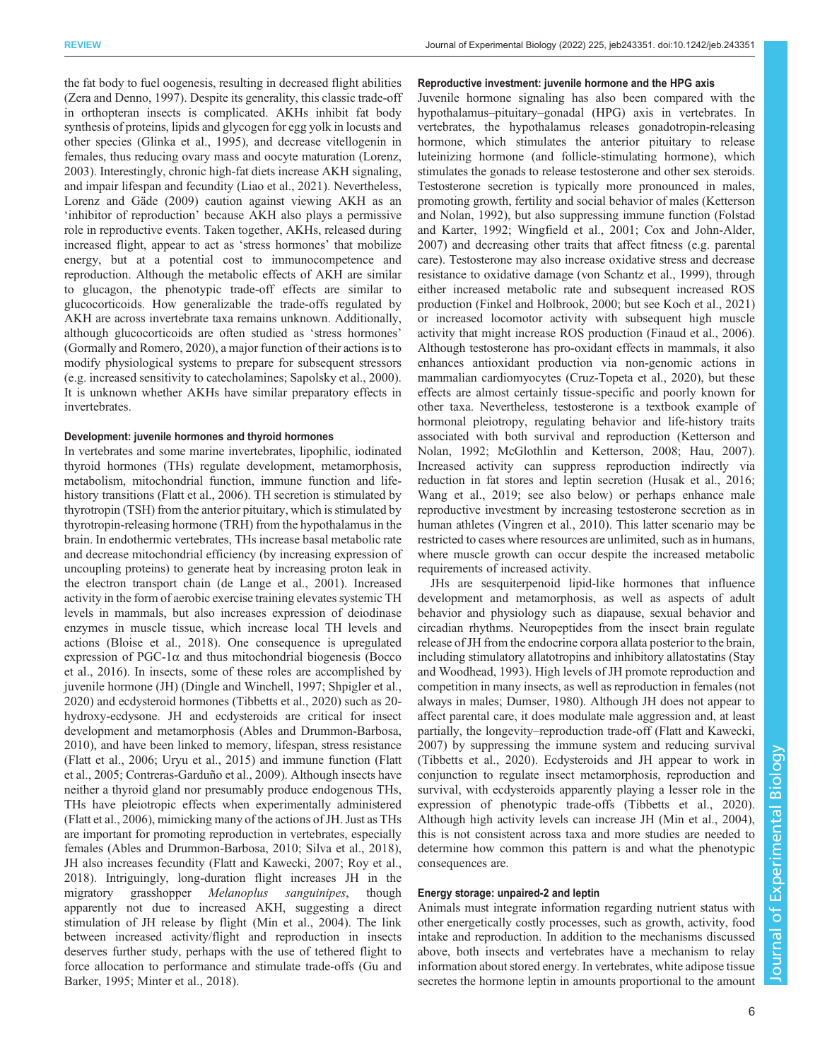the fat body to fuel oogenesis, resulting in decreased flight abilities (Zera and Denno, 1997). Despite its generality, this classic trade-off in orthopteran insects is complicated. AKHs inhibit fat body synthesis of proteins, lipids and glycogen for egg yolk in locusts and other species (Glinka et al., 1995), and decrease vitellogenin in females, thus reducing ovary mass and oocyte maturation (Lorenz, 2003). Interestingly, chronic high-fat diets increase AKH signaling, and impair lifespan and fecundity (Liao et al., 2021). Nevertheless, Lorenz and Gäde (2009) caution against viewing AKH as an 'inhibitor of reproduction' because AKH also plays a permissive role in reproductive events. Taken together, AKHs, released during increased flight, appear to act as 'stress hormones' that mobilize energy, but at a potential cost to immunocompetence and reproduction. Although the metabolic effects of AKH are similar to glucagon, the phenotypic trade-off effects are similar to glucocorticoids. How generalizable the trade-offs regulated by AKH are across invertebrate taxa remains unknown. Additionally, although glucocorticoids are often studied as 'stress hormones' (Gormally and Romero, 2020), a major function of their actions is to modify physiological systems to prepare for subsequent stressors (e.g. increased sensitivity to catecholamines; Sapolsky et al., 2000). It is unknown whether AKHs have similar preparatory effects in invertebrates.

#### Development: juvenile hormones and thyroid hormones

In vertebrates and some marine invertebrates, lipophilic, iodinated thyroid hormones (THs) regulate development, metamorphosis, metabolism, mitochondrial function, immune function and life-history transitions (Flatt et al., 2006). TH secretion is stimulated by thyrotropin (TSH) from the anterior pituitary, which is stimulated by thyrotropin-releasing hormone (TRH) from the hypothalamus in the brain. In endothermic vertebrates, THs increase basal metabolic rate and decrease mitochondrial efficiency (by increasing expression of uncoupling proteins) to generate heat by increasing proton leak in the electron transport chain (de Lange et al., 2001). Increased activity in the form of aerobic exercise training elevates systemic TH levels in mammals, but also increases expression of deiodinase enzymes in muscle tissue, which increase local TH levels and actions (Bloise et al., 2018). One consequence is upregulated expression of PGC-1α and thus mitochondrial biogenesis (Bocco et al., 2016). In insects, some of these roles are accomplished by juvenile hormone (JH) (Dingle and Winchell, 1997; Shpigler et al., 2020) and ecdysteroid hormones (Tibbetts et al., 2020) such as 20-hydroxy-ecdysone. JH and ecdysteroids are critical for insect development and metamorphosis (Ables and Drummon-Barbosa, 2010), and have been linked to memory, lifespan, stress resistance (Flatt et al., 2006; Uryu et al., 2015) and immune function (Flatt et al., 2005; Contreras-Garduño et al., 2009). Although insects have neither a thyroid gland nor presumably produce endogenous THs, THs have pleiotropic effects when experimentally administered (Flatt et al., 2006), mimicking many of the actions of JH. Just as THs are important for promoting reproduction in vertebrates, especially females (Ables and Drummon-Barbosa, 2010; Silva et al., 2018), JH also increases fecundity (Flatt and Kawecki, 2007; Roy et al., 2018). Intriguingly, long-duration flight increases JH in the migratory grasshopper *Melanoplus sanguinipes*, though apparently not due to increased AKH, suggesting a direct stimulation of JH release by flight (Min et al., 2004). The link between increased activity/flight and reproduction in insects deserves further study, perhaps with the use of tethered flight to force allocation to performance and stimulate trade-offs (Gu and Barker, 1995; Minter et al., 2018).

#### Reproductive investment: juvenile hormone and the HPG axis

Juvenile hormone signaling has also been compared with the hypothalamus–pituitary–gonadal (HPG) axis in vertebrates. In vertebrates, the hypothalamus releases gonadotropin-releasing hormone, which stimulates the anterior pituitary to release luteinizing hormone (and follicle-stimulating hormone), which stimulates the gonads to release testosterone and other sex steroids. Testosterone secretion is typically more pronounced in males, promoting growth, fertility and social behavior of males (Ketterson and Nolan, 1992), but also suppressing immune function (Folstad and Karter, 1992; Wingfield et al., 2001; Cox and John-Alder, 2007) and decreasing other traits that affect fitness (e.g. parental care). Testosterone may also increase oxidative stress and decrease resistance to oxidative damage (von Schantz et al., 1999), through either increased metabolic rate and subsequent increased ROS production (Finkel and Holbrook, 2000; but see Koch et al., 2021) or increased locomotor activity with subsequent high muscle activity that might increase ROS production (Finaud et al., 2006). Although testosterone has pro-oxidant effects in mammals, it also enhances antioxidant production via non-genomic actions in mammalian cardiomyocytes (Cruz-Topeta et al., 2020), but these effects are almost certainly tissue-specific and poorly known for other taxa. Nevertheless, testosterone is a textbook example of hormonal pleiotropy, regulating behavior and life-history traits associated with both survival and reproduction (Ketterson and Nolan, 1992; McGlothlin and Ketterson, 2008; Hau, 2007). Increased activity can suppress reproduction indirectly via reduction in fat stores and leptin secretion (Husak et al., 2016; Wang et al., 2019; see also below) or perhaps enhance male reproductive investment by increasing testosterone secretion as in human athletes (Vingren et al., 2010). This latter scenario may be restricted to cases where resources are unlimited, such as in humans, where muscle growth can occur despite the increased metabolic requirements of increased activity.

JHs are sesquiterpenoid lipid-like hormones that influence development and metamorphosis, as well as aspects of adult behavior and physiology such as diapause, sexual behavior and circadian rhythms. Neuropeptides from the insect brain regulate release of JH from the endocrine corpora allata posterior to the brain, including stimulatory allatotropins and inhibitory allatostatins (Stay and Woodhead, 1993). High levels of JH promote reproduction and competition in many insects, as well as reproduction in females (not always in males; Dumser, 1980). Although JH does not appear to affect parental care, it does modulate male aggression and, at least partially, the longevity–reproduction trade-off (Flatt and Kawecki, 2007) by suppressing the immune system and reducing survival (Tibbetts et al., 2020). Ecdysteroids and JH appear to work in conjunction to regulate insect metamorphosis, reproduction and survival, with ecdysteroids apparently playing a lesser role in the expression of phenotypic trade-offs (Tibbetts et al., 2020). Although high activity levels can increase JH (Min et al., 2004), this is not consistent across taxa and more studies are needed to determine how common this pattern is and what the phenotypic consequences are.

#### Energy storage: unpaired-2 and leptin

Animals must integrate information regarding nutrient status with other energetically costly processes, such as growth, activity, food intake and reproduction. In addition to the mechanisms discussed above, both insects and vertebrates have a mechanism to relay information about stored energy. In vertebrates, white adipose tissue secretes the hormone leptin in amounts proportional to the amount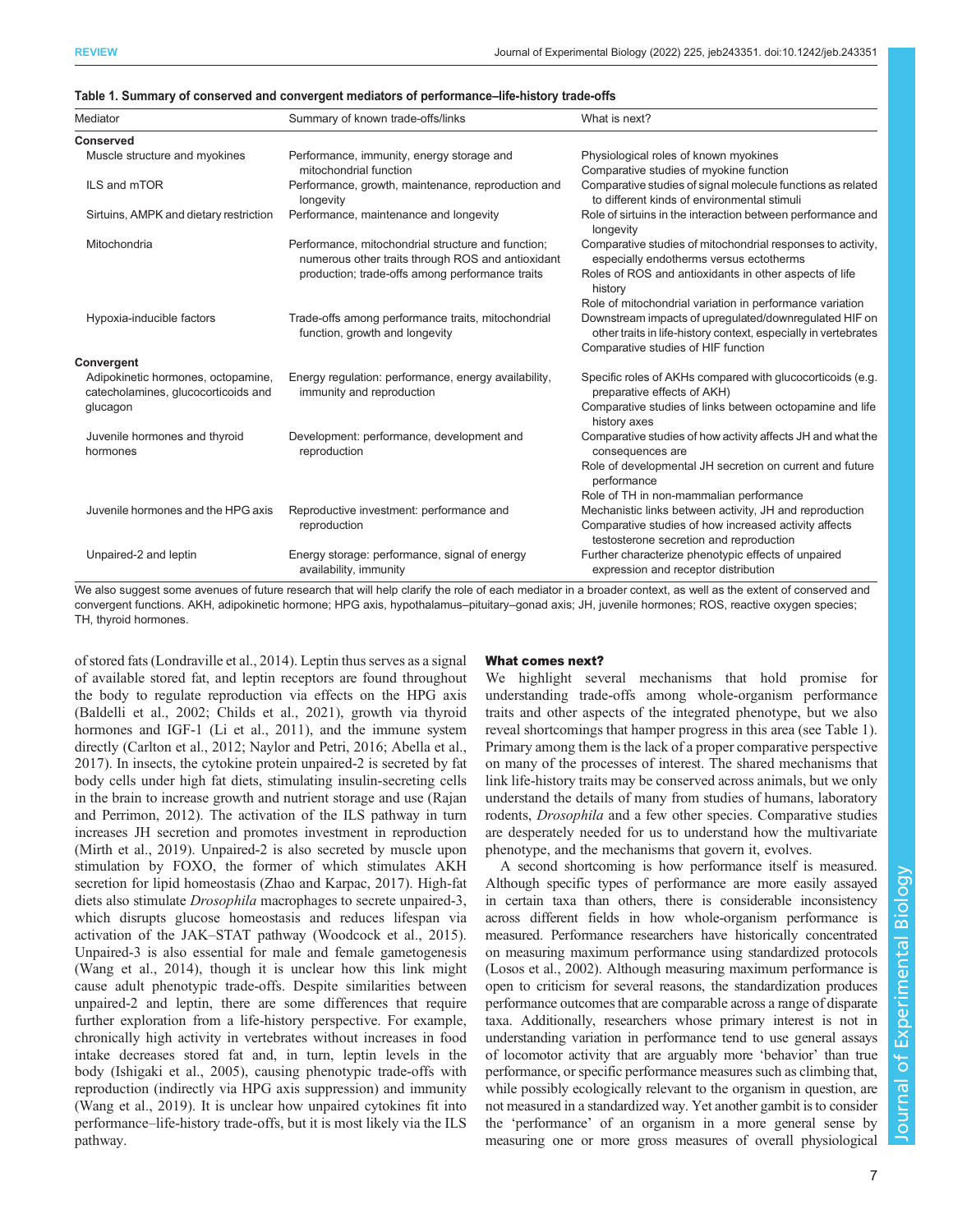**Table 1. Summary of conserved and convergent mediators of performance–life-history trade-offs**

| Mediator | Summary of known trade-offs/links | What is next? |
|---|---|---|
| **Conserved** | | |
| Muscle structure and myokines | Performance, immunity, energy storage and mitochondrial function | Physiological roles of known myokines<br>Comparative studies of myokine function |
| ILS and mTOR | Performance, growth, maintenance, reproduction and longevity | Comparative studies of signal molecule functions as related to different kinds of environmental stimuli |
| Sirtuins, AMPK and dietary restriction | Performance, maintenance and longevity | Role of sirtuins in the interaction between performance and longevity |
| Mitochondria | Performance, mitochondrial structure and function; numerous other traits through ROS and antioxidant production; trade-offs among performance traits | Comparative studies of mitochondrial responses to activity, especially endotherms versus ectotherms<br>Roles of ROS and antioxidants in other aspects of life history<br>Role of mitochondrial variation in performance variation |
| Hypoxia-inducible factors | Trade-offs among performance traits, mitochondrial function, growth and longevity | Downstream impacts of upregulated/downregulated HIF on other traits in life-history context, especially in vertebrates<br>Comparative studies of HIF function |
| **Convergent** | | |
| Adipokinetic hormones, octopamine, catecholamines, glucocorticoids and glucagon | Energy regulation: performance, energy availability, immunity and reproduction | Specific roles of AKHs compared with glucocorticoids (e.g. preparative effects of AKH)<br>Comparative studies of links between octopamine and life history axes |
| Juvenile hormones and thyroid hormones | Development: performance, development and reproduction | Comparative studies of how activity affects JH and what the consequences are<br>Role of developmental JH secretion on current and future performance<br>Role of TH in non-mammalian performance |
| Juvenile hormones and the HPG axis | Reproductive investment: performance and reproduction | Mechanistic links between activity, JH and reproduction<br>Comparative studies of how increased activity affects testosterone secretion and reproduction |
| Unpaired-2 and leptin | Energy storage: performance, signal of energy availability, immunity | Further characterize phenotypic effects of unpaired expression and receptor distribution |

We also suggest some avenues of future research that will help clarify the role of each mediator in a broader context, as well as the extent of conserved and convergent functions. AKH, adipokinetic hormone; HPG axis, hypothalamus–pituitary–gonad axis; JH, juvenile hormones; ROS, reactive oxygen species; TH, thyroid hormones.

of stored fats (Londraville et al., 2014). Leptin thus serves as a signal of available stored fat, and leptin receptors are found throughout the body to regulate reproduction via effects on the HPG axis (Baldelli et al., 2002; Childs et al., 2021), growth via thyroid hormones and IGF-1 (Li et al., 2011), and the immune system directly (Carlton et al., 2012; Naylor and Petri, 2016; Abella et al., 2017). In insects, the cytokine protein unpaired-2 is secreted by fat body cells under high fat diets, stimulating insulin-secreting cells in the brain to increase growth and nutrient storage and use (Rajan and Perrimon, 2012). The activation of the ILS pathway in turn increases JH secretion and promotes investment in reproduction (Mirth et al., 2019). Unpaired-2 is also secreted by muscle upon stimulation by FOXO, the former of which stimulates AKH secretion for lipid homeostasis (Zhao and Karpac, 2017). High-fat diets also stimulate *Drosophila* macrophages to secrete unpaired-3, which disrupts glucose homeostasis and reduces lifespan via activation of the JAK–STAT pathway (Woodcock et al., 2015). Unpaired-3 is also essential for male and female gametogenesis (Wang et al., 2014), though it is unclear how this link might cause adult phenotypic trade-offs. Despite similarities between unpaired-2 and leptin, there are some differences that require further exploration from a life-history perspective. For example, chronically high activity in vertebrates without increases in food intake decreases stored fat and, in turn, leptin levels in the body (Ishigaki et al., 2005), causing phenotypic trade-offs with reproduction (indirectly via HPG axis suppression) and immunity (Wang et al., 2019). It is unclear how unpaired cytokines fit into performance–life-history trade-offs, but it is most likely via the ILS pathway.

## What comes next?

We highlight several mechanisms that hold promise for understanding trade-offs among whole-organism performance traits and other aspects of the integrated phenotype, but we also reveal shortcomings that hamper progress in this area (see Table 1). Primary among them is the lack of a proper comparative perspective on many of the processes of interest. The shared mechanisms that link life-history traits may be conserved across animals, but we only understand the details of many from studies of humans, laboratory rodents, *Drosophila* and a few other species. Comparative studies are desperately needed for us to understand how the multivariate phenotype, and the mechanisms that govern it, evolves.

A second shortcoming is how performance itself is measured. Although specific types of performance are more easily assayed in certain taxa than others, there is considerable inconsistency across different fields in how whole-organism performance is measured. Performance researchers have historically concentrated on measuring maximum performance using standardized protocols (Losos et al., 2002). Although measuring maximum performance is open to criticism for several reasons, the standardization produces performance outcomes that are comparable across a range of disparate taxa. Additionally, researchers whose primary interest is not in understanding variation in performance tend to use general assays of locomotor activity that are arguably more 'behavior' than true performance, or specific performance measures such as climbing that, while possibly ecologically relevant to the organism in question, are not measured in a standardized way. Yet another gambit is to consider the 'performance' of an organism in a more general sense by measuring one or more gross measures of overall physiological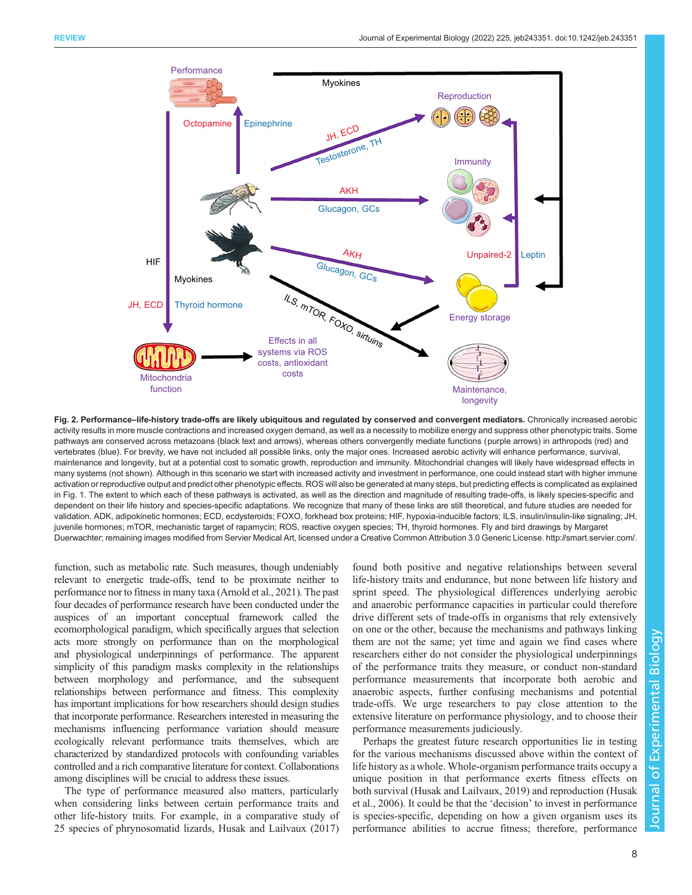**Fig. 2. Performance–life-history trade-offs are likely ubiquitous and regulated by conserved and convergent mediators.** Chronically increased aerobic activity results in more muscle contractions and increased oxygen demand, as well as a necessity to mobilize energy and suppress other phenotypic traits. Some pathways are conserved across metazoans (black text and arrows), whereas others convergently mediate functions (purple arrows) in arthropods (red) and vertebrates (blue). For brevity, we have not included all possible links, only the major ones. Increased aerobic activity will enhance performance, survival, maintenance and longevity, but at a potential cost to somatic growth, reproduction and immunity. Mitochondrial changes will likely have widespread effects in many systems (not shown). Although in this scenario we start with increased activity and investment in performance, one could instead start with higher immune activation or reproductive output and predict other phenotypic effects. ROS will also be generated at many steps, but predicting effects is complicated as explained in Fig. 1. The extent to which each of these pathways is activated, as well as the direction and magnitude of resulting trade-offs, is likely species-specific and dependent on their life history and species-specific adaptations. We recognize that many of these links are still theoretical, and future studies are needed for validation. ADK, adipokinetic hormones; ECD, ecdysteroids; FOXO, forkhead box proteins; HIF, hypoxia-inducible factors; ILS, insulin/insulin-like signaling; JH, juvenile hormones; mTOR, mechanistic target of rapamycin; ROS, reactive oxygen species; TH, thyroid hormones. Fly and bird drawings by Margaret Duerwachter; remaining images modified from Servier Medical Art, licensed under a Creative Common Attribution 3.0 Generic License. http://smart.servier.com/.

function, such as metabolic rate. Such measures, though undeniably relevant to energetic trade-offs, tend to be proximate neither to performance nor to fitness in many taxa (Arnold et al., 2021). The past four decades of performance research have been conducted under the auspices of an important conceptual framework called the ecomorphological paradigm, which specifically argues that selection acts more strongly on performance than on the morphological and physiological underpinnings of performance. The apparent simplicity of this paradigm masks complexity in the relationships between morphology and performance, and the subsequent relationships between performance and fitness. This complexity has important implications for how researchers should design studies that incorporate performance. Researchers interested in measuring the mechanisms influencing performance variation should measure ecologically relevant performance traits themselves, which are characterized by standardized protocols with confounding variables controlled and a rich comparative literature for context. Collaborations among disciplines will be crucial to address these issues.

The type of performance measured also matters, particularly when considering links between certain performance traits and other life-history traits. For example, in a comparative study of 25 species of phrynosomatid lizards, Husak and Lailvaux (2017) found both positive and negative relationships between several life-history traits and endurance, but none between life history and sprint speed. The physiological differences underlying aerobic and anaerobic performance capacities in particular could therefore drive different sets of trade-offs in organisms that rely extensively on one or the other, because the mechanisms and pathways linking them are not the same; yet time and again we find cases where researchers either do not consider the physiological underpinnings of the performance traits they measure, or conduct non-standard performance measurements that incorporate both aerobic and anaerobic aspects, further confusing mechanisms and potential trade-offs. We urge researchers to pay close attention to the extensive literature on performance physiology, and to choose their performance measurements judiciously.

Perhaps the greatest future research opportunities lie in testing for the various mechanisms discussed above within the context of life history as a whole. Whole-organism performance traits occupy a unique position in that performance exerts fitness effects on both survival (Husak and Lailvaux, 2019) and reproduction (Husak et al., 2006). It could be that the 'decision' to invest in performance is species-specific, depending on how a given organism uses its performance abilities to accrue fitness; therefore, performance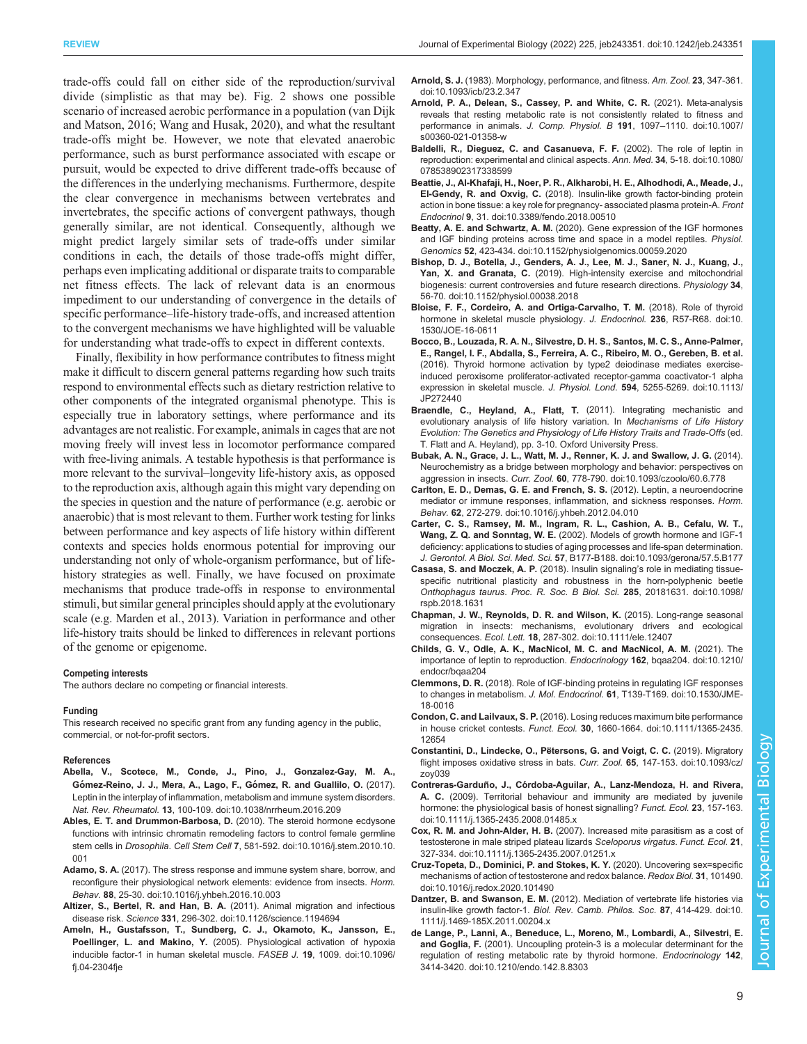trade-offs could fall on either side of the reproduction/survival divide (simplistic as that may be). Fig. 2 shows one possible scenario of increased aerobic performance in a population (van Dijk and Matson, 2016; Wang and Husak, 2020), and what the resultant trade-offs might be. However, we note that elevated anaerobic performance, such as burst performance associated with escape or pursuit, would be expected to drive different trade-offs because of the differences in the underlying mechanisms. Furthermore, despite the clear convergence in mechanisms between vertebrates and invertebrates, the specific actions of convergent pathways, though generally similar, are not identical. Consequently, although we might predict largely similar sets of trade-offs under similar conditions in each, the details of those trade-offs might differ, perhaps even implicating additional or disparate traits to comparable net fitness effects. The lack of relevant data is an enormous impediment to our understanding of convergence in the details of specific performance–life-history trade-offs, and increased attention to the convergent mechanisms we have highlighted will be valuable for understanding what trade-offs to expect in different contexts.

Finally, flexibility in how performance contributes to fitness might make it difficult to discern general patterns regarding how such traits respond to environmental effects such as dietary restriction relative to other components of the integrated organismal phenotype. This is especially true in laboratory settings, where performance and its advantages are not realistic. For example, animals in cages that are not moving freely will invest less in locomotor performance compared with free-living animals. A testable hypothesis is that performance is more relevant to the survival–longevity life-history axis, as opposed to the reproduction axis, although again this might vary depending on the species in question and the nature of performance (e.g. aerobic or anaerobic) that is most relevant to them. Further work testing for links between performance and key aspects of life history within different contexts and species holds enormous potential for improving our understanding not only of whole-organism performance, but of life-history strategies as well. Finally, we have focused on proximate mechanisms that produce trade-offs in response to environmental stimuli, but similar general principles should apply at the evolutionary scale (e.g. Marden et al., 2013). Variation in performance and other life-history traits should be linked to differences in relevant portions of the genome or epigenome.

#### Competing interests

The authors declare no competing or financial interests.

#### Funding

This research received no specific grant from any funding agency in the public, commercial, or not-for-profit sectors.

#### References

**Abella, V., Scotece, M., Conde, J., Pino, J., Gonzalez-Gay, M. A., Gómez-Reino, J. J., Mera, A., Lago, F., Gómez, R. and Gualillo, O.** (2017). Leptin in the interplay of inflammation, metabolism and immune system disorders. *Nat. Rev. Rheumatol.* **13**, 100-109. doi:10.1038/nrrheum.2016.209

**Ables, E. T. and Drummon-Barbosa, D.** (2010). The steroid hormone ecdysone functions with intrinsic chromatin remodeling factors to control female germline stem cells in *Drosophila*. *Cell Stem Cell* **7**, 581-592. doi:10.1016/j.stem.2010.10.001

**Adamo, S. A.** (2017). The stress response and immune system share, borrow, and reconfigure their physiological network elements: evidence from insects. *Horm. Behav.* **88**, 25-30. doi:10.1016/j.yhbeh.2016.10.003

**Altizer, S., Bertel, R. and Han, B. A.** (2011). Animal migration and infectious disease risk. *Science* **331**, 296-302. doi:10.1126/science.1194694

**Ameln, H., Gustafsson, T., Sundberg, C. J., Okamoto, K., Jansson, E., Poellinger, L. and Makino, Y.** (2005). Physiological activation of hypoxia inducible factor-1 in human skeletal muscle. *FASEB J.* **19**, 1009. doi:10.1096/fj.04-2304fje

**Arnold, S. J.** (1983). Morphology, performance, and fitness. *Am. Zool.* **23**, 347-361. doi:10.1093/icb/23.2.347

**Arnold, P. A., Delean, S., Cassey, P. and White, C. R.** (2021). Meta-analysis reveals that resting metabolic rate is not consistently related to fitness and performance in animals. *J. Comp. Physiol. B* **191**, 1097–1110. doi:10.1007/s00360-021-01358-w

**Baldelli, R., Dieguez, C. and Casanueva, F. F.** (2002). The role of leptin in reproduction: experimental and clinical aspects. *Ann. Med.* **34**, 5-18. doi:10.1080/078538902317338599

**Beattie, J., Al-Khafaji, H., Noer, P. R., Alkharobi, H. E., Alhodhodi, A., Meade, J., El-Gendy, R. and Oxvig, C.** (2018). Insulin-like growth factor-binding protein action in bone tissue: a key role for pregnancy- associated plasma protein-A. *Front Endocrinol* **9**, 31. doi:10.3389/fendo.2018.00510

**Beatty, A. E. and Schwartz, A. M.** (2020). Gene expression of the IGF hormones and IGF binding proteins across time and space in a model reptiles. *Physiol. Genomics* **52**, 423-434. doi:10.1152/physiolgenomics.00059.2020

**Bishop, D. J., Botella, J., Genders, A. J., Lee, M. J., Saner, N. J., Kuang, J., Yan, X. and Granata, C.** (2019). High-intensity exercise and mitochondrial biogenesis: current controversies and future research directions. *Physiology* **34**, 56-70. doi:10.1152/physiol.00038.2018

**Bloise, F. F., Cordeiro, A. and Ortiga-Carvalho, T. M.** (2018). Role of thyroid hormone in skeletal muscle physiology. *J. Endocrinol.* **236**, R57-R68. doi:10.1530/JOE-16-0611

**Bocco, B., Louzada, R. A. N., Silvestre, D. H. S., Santos, M. C. S., Anne-Palmer, E., Rangel, I. F., Abdalla, S., Ferreira, A. C., Ribeiro, M. O., Gereben, B. et al.** (2016). Thyroid hormone activation by type2 deiodinase mediates exercise-induced peroxisome proliferator-activated receptor-gamma coactivator-1 alpha expression in skeletal muscle. *J. Physiol. Lond.* **594**, 5255-5269. doi:10.1113/JP272440

**Braendle, C., Heyland, A., Flatt, T.** (2011). Integrating mechanistic and evolutionary analysis of life history variation. In *Mechanisms of Life History Evolution: The Genetics and Physiology of Life History Traits and Trade-Offs* (ed. T. Flatt and A. Heyland), pp. 3-10. Oxford University Press.

**Bubak, A. N., Grace, J. L., Watt, M. J., Renner, K. J. and Swallow, J. G.** (2014). Neurochemistry as a bridge between morphology and behavior: perspectives on aggression in insects. *Curr. Zool.* **60**, 778-790. doi:10.1093/czoolo/60.6.778

**Carlton, E. D., Demas, G. E. and French, S. S.** (2012). Leptin, a neuroendocrine mediator or immune responses, inflammation, and sickness responses. *Horm. Behav.* **62**, 272-279. doi:10.1016/j.yhbeh.2012.04.010

**Carter, C. S., Ramsey, M. M., Ingram, R. L., Cashion, A. B., Cefalu, W. T., Wang, Z. Q. and Sonntag, W. E.** (2002). Models of growth hormone and IGF-1 deficiency: applications to studies of aging processes and life-span determination. *J. Gerontol. A Biol. Sci. Med. Sci.* **57**, B177-B188. doi:10.1093/gerona/57.5.B177

**Casasa, S. and Moczek, A. P.** (2018). Insulin signaling's role in mediating tissue-specific nutritional plasticity and robustness in the horn-polyphenic beetle *Onthophagus taurus*. *Proc. R. Soc. B Biol. Sci.* **285**, 20181631. doi:10.1098/rspb.2018.1631

**Chapman, J. W., Reynolds, D. R. and Wilson, K.** (2015). Long-range seasonal migration in insects: mechanisms, evolutionary drivers and ecological consequences. *Ecol. Lett.* **18**, 287-302. doi:10.1111/ele.12407

**Childs, G. V., Odle, A. K., MacNicol, M. C. and MacNicol, A. M.** (2021). The importance of leptin to reproduction. *Endocrinology* **162**, bqaa204. doi:10.1210/endocr/bqaa204

**Clemmons, D. R.** (2018). Role of IGF-binding proteins in regulating IGF responses to changes in metabolism. *J. Mol. Endocrinol.* **61**, T139-T169. doi:10.1530/JME-18-0016

**Condon, C. and Lailvaux, S. P.** (2016). Losing reduces maximum bite performance in house cricket contests. *Funct. Ecol.* **30**, 1660-1664. doi:10.1111/1365-2435.12654

**Constantini, D., Lindecke, O., Pētersons, G. and Voigt, C. C.** (2019). Migratory flight imposes oxidative stress in bats. *Curr. Zool.* **65**, 147-153. doi:10.1093/cz/zoy039

**Contreras-Garduño, J., Córdoba-Aguilar, A., Lanz-Mendoza, H. and Rivera, A. C.** (2009). Territorial behaviour and immunity are mediated by juvenile hormone: the physiological basis of honest signalling? *Funct. Ecol.* **23**, 157-163. doi:10.1111/j.1365-2435.2008.01485.x

**Cox, R. M. and John-Alder, H. B.** (2007). Increased mite parasitism as a cost of testosterone in male striped plateau lizards *Sceloporus virgatus*. *Funct. Ecol.* **21**, 327-334. doi:10.1111/j.1365-2435.2007.01251.x

**Cruz-Topeta, D., Dominici, P. and Stokes, K. Y.** (2020). Uncovering sex-specific mechanisms of action of testosterone and redox balance. *Redox Biol.* **31**, 101490. doi:10.1016/j.redox.2020.101490

**Dantzer, B. and Swanson, E. M.** (2012). Mediation of vertebrate life histories via insulin-like growth factor-1. *Biol. Rev. Camb. Philos. Soc.* **87**, 414-429. doi:10.1111/j.1469-185X.2011.00204.x

**de Lange, P., Lanni, A., Beneduce, L., Moreno, M., Lombardi, A., Silvestri, E. and Goglia, F.** (2001). Uncoupling protein-3 is a molecular determinant for the regulation of resting metabolic rate by thyroid hormone. *Endocrinology* **142**, 3414-3420. doi:10.1210/endo.142.8.8303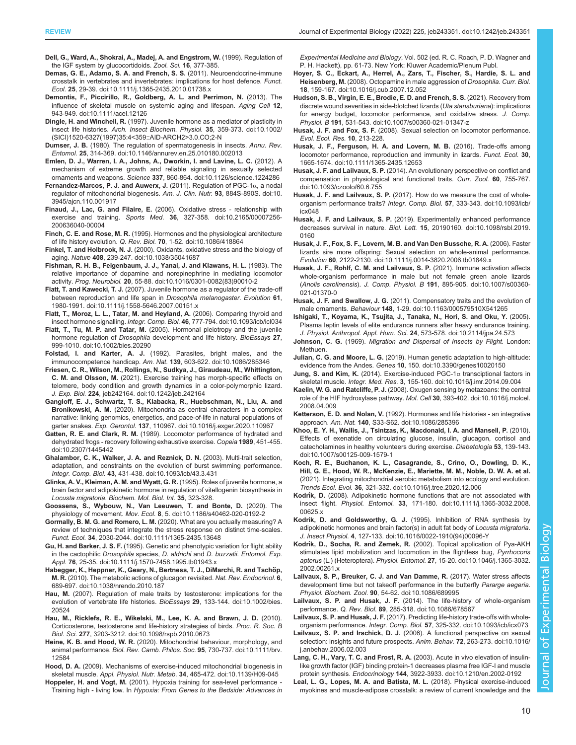**Dell, G., Ward, A., Shokrai, A., Madej, A. and Engstrom, W.** (1999). Regulation of the IGF system by glucocorticoids. *Zool. Sci.* **16**, 377-385.

**Demas, G. E., Adamo, S. A. and French, S. S.** (2011). Neuroendocrine-immune crosstalk in vertebrates and invertebrates: implications for host defence. *Funct. Ecol.* **25**, 29-39. doi:10.1111/j.1365-2435.2010.01738.x

**Demontis, F., Piccirillo, R., Goldberg, A. L. and Perrimon, N.** (2013). The influence of skeletal muscle on systemic aging and lifespan. *Aging Cell* **12**, 943-949. doi:10.1111/acel.12126

**Dingle, H. and Winchell, R.** (1997). Juvenile hormone as a mediator of plasticity in insect life histories. *Arch. Insect Biochem. Physiol.* **35**, 359-373. doi:10.1002/(SICI)1520-6327(1997)35:4<359::AID-ARCH2>3.0.CO;2-N

**Dumser, J. B.** (1980). The regulation of spermatogenesis in insects. *Annu. Rev. Entomol.* **25**, 314-369. doi:10.1146/annurev.en.25.010180.002013

**Emlen, D. J., Warren, I. A., Johns, A., Dworkin, I. and Lavine, L. C.** (2012). A mechanism of extreme growth and reliable signaling in sexually selected ornaments and weapons. *Science* **337**, 860-864. doi:10.1126/science.1224286

**Fernandez-Marcos, P. J. and Auwerx, J.** (2011). Regulation of PGC-1α, a nodal regulator of mitochondrial biogenesis. *Am. J. Clin. Nutr.* **93**, 884S-890S. doi:10.3945/ajcn.110.001917

**Finaud, J., Lac, G. and Filaire, E.** (2006). Oxidative stress - relationship with exercise and training. *Sports Med.* **36**, 327-358. doi:10.2165/00007256-200636040-00004

**Finch, C. E. and Rose, M. R.** (1995). Hormones and the physiological architecture of life history evolution. *Q. Rev. Biol.* **70**, 1-52. doi:10.1086/418864

**Finkel, T. and Holbrook, N. J.** (2000). Oxidants, oxidative stress and the biology of aging. *Nature* **408**, 239-247. doi:10.1038/35041687

**Fishman, R. H. B., Feigenbaum, J. J., Yanai, J. and Klawans, H. L.** (1983). The relative importance of dopamine and norepinephrine in mediating locomotor activity. *Prog. Neurobiol.* **20**, 55-88. doi:10.1016/0301-0082(83)90010-2

**Flatt, T. and Kawecki, T. J.** (2007). Juvenile hormone as a regulator of the trade-off between reproduction and life span in *Drosophila melanogaster*. *Evolution* **61**, 1980-1991. doi:10.1111/j.1558-5646.2007.00151.x

**Flatt, T., Moroz, L. L., Tatar, M. and Heyland, A.** (2006). Comparing thyroid and insect hormone signalling. *Integr. Comp. Biol.* **46**, 777-794. doi:10.1093/icb/icl034

**Flatt, T., Tu, M. P. and Tatar, M.** (2005). Hormonal pleiotropy and the juvenile hormone regulation of *Drosophila* development and life history. *BioEssays* **27**, 999-1010. doi:10.1002/bies.20290

**Folstad, I. and Karter, A. J.** (1992). Parasites, bright males, and the immunocompetence handicap. *Am. Nat.* **139**, 603-622. doi:10.1086/285346

**Friesen, C. R., Wilson, M., Rollings, N., Sudkya, J., Giraudeau, M., Whittington, C. M. and Olsson, M.** (2021). Exercise training has morph-specific effects on telomere, body condition and growth dynamics in a color-polymorphic lizard. *J. Exp. Biol.* **224**, jeb242164. doi:10.1242/jeb.242164

**Gangloff, E. J., Schwartz, T. S., Klabacka, R., Huebschman, N., Liu, A. and Bronikowski, A. M.** (2020). Mitochondria as central characters in a complex narrative: linking genomics, energetics, and pace-of-life in natural populations of garter snakes. *Exp. Gerontol.* **137**, 110967. doi:10.1016/j.exger.2020.110967

**Gatten, R. E. and Clark, R. M.** (1989). Locomotor performance of hydrated and dehydrated frogs - recovery following exhaustive exercise. *Copeia* **1989**, 451-455. doi:10.2307/1445442

**Ghalambor, C. K., Walker, J. A. and Reznick, D. N.** (2003). Multi-trait selection, adaptation, and constraints on the evolution of burst swimming performance. *Integr. Comp. Biol.* **43**, 431-438. doi:10.1093/icb/43.3.431

**Glinka, A. V., Kleiman, A. M. and Wyatt, G. R.** (1995). Roles of juvenile hormone, a brain factor and adipokinetic hormone in regulation of vitellogenin biosynthesis in *Locusta migratoria*. *Biochem. Mol. Biol. Int.* **35**, 323-328.

**Goossens, S., Wybouw, N., Van Leeuwen, T. and Bonte, D.** (2020). The physiology of movement. *Mov. Ecol.* **8**, 5. doi:10.1186/s40462-020-0192-2

**Gormally, B. M. G. and Romero, L. M.** (2020). What are you actually measuring? A review of techniques that integrate the stress response on distinct time-scales. *Funct. Ecol.* **34**, 2030-2044. doi:10.1111/1365-2435.13648

**Gu, H. and Barker, J. S. F.** (1995). Genetic and phenotypic variation for flight ability in the cactophilic *Drosophila* species, *D. aldrichi* and *D. buzzatii*. *Entomol. Exp. Appl.* **76**, 25-35. doi:10.1111/j.1570-7458.1995.tb01943.x

**Habegger, K., Heppner, K., Geary, N., Bertness, T. J., DiMarchi, R. and Tschöp, M. R.** (2010). The metabolic actions of glucagon revisited. *Nat. Rev. Endocrinol.* **6**, 689-697. doi:10.1038/nrendo.2010.187

**Hau, M.** (2007). Regulation of male traits by testosterone: implications for the evolution of vertebrate life histories. *BioEssays* **29**, 133-144. doi:10.1002/bies.20524

**Hau, M., Ricklefs, R. E., Wikelski, M., Lee, K. A. and Brawn, J. D.** (2010). Corticosterone, testosterone and life-history strategies of birds. *Proc. R. Soc. B Biol. Sci.* **277**, 3203-3212. doi:10.1098/rspb.2010.0673

**Heine, K. B. and Hood, W. R.** (2020). Mitochondrial behaviour, morphology, and animal performance. *Biol. Rev. Camb. Philos. Soc.* **95**, 730-737. doi:10.1111/brv.12584

**Hood, D. A.** (2009). Mechanisms of exercise-induced mitochondrial biogenesis in skeletal muscle. *Appl. Physiol. Nutr. Metab.* **34**, 465-472. doi:10.1139/H09-045

**Hoppeler, H. and Vogt, M.** (2001). Hypoxia training for sea-level performance - Training high - living low. In *Hypoxia: From Genes to the Bedside: Advances in Experimental Medicine and Biology*, Vol. 502 (ed. R. C. Roach, P. D. Wagner and P. H. Hackett), pp. 61-73. New York: Kluwer Academic/Plenum Publ.

**Hoyer, S. C., Eckart, A., Herrel, A., Zars, T., Fischer, S., Hardie, S. L. and Heisenberg, M.** (2008). Octopamine in male aggression of *Drosophila*. *Curr. Biol.* **18**, 159-167. doi:10.1016/j.cub.2007.12.052

**Hudson, S. B., Virgin, E. E., Brodie, E. D. and French, S. S.** (2021). Recovery from discrete wound severities in side-blotched lizards (*Uta stansburiana*): implications for energy budget, locomotor performance, and oxidative stress. *J. Comp. Physiol. B* **191**, 531-543. doi:10.1007/s00360-021-01347-z

**Husak, J. F. and Fox, S. F.** (2008). Sexual selection on locomotor performance. *Evol. Ecol. Res.* **10**, 213-228.

**Husak, J. F., Ferguson, H. A. and Lovern, M. B.** (2016). Trade-offs among locomotor performance, reproduction and immunity in lizards. *Funct. Ecol.* **30**, 1665-1674. doi:10.1111/1365-2435.12653

**Husak, J. F. and Lailvaux, S. P.** (2014). An evolutionary perspective on conflict and compensation in physiological and functional traits. *Curr. Zool.* **60**, 755-767. doi:10.1093/czoolo/60.6.755

**Husak, J. F. and Lailvaux, S. P.** (2017). How do we measure the cost of whole-organism performance traits? *Integr. Comp. Biol.* **57**, 333-343. doi:10.1093/icb/icx048

**Husak, J. F. and Lailvaux, S. P.** (2019). Experimentally enhanced performance decreases survival in nature. *Biol. Lett.* **15**, 20190160. doi:10.1098/rsbl.2019.0160

**Husak, J. F., Fox, S. F., Lovern, M. B. and Van Den Bussche, R. A.** (2006). Faster lizards sire more offspring: Sexual selection on whole-animal performance. *Evolution* **60**, 2122-2130. doi:10.1111/j.0014-3820.2006.tb01849.x

**Husak, J. F., Rohlf, C. M. and Lailvaux, S. P.** (2021). Immune activation affects whole-organism performance in male but not female green anole lizards (*Anolis carolinensis*). *J. Comp. Physiol. B* **191**, 895-905. doi:10.1007/s00360-021-01370-0

**Husak, J. F. and Swallow, J. G.** (2011). Compensatory traits and the evolution of male ornaments. *Behaviour* **148**, 1-29. doi:10.1163/000579510X541265

**Ishigaki, T., Koyama, K., Tsujita, J., Tanaka, N., Hori, S. and Oku, Y.** (2005). Plasma leptin levels of elite endurance runners after heavy endurance training. *J. Physiol. Anthropol. Appl. Hum. Sci.* **24**, 573-578. doi:10.2114/jpa.24.573

**Johnson, C. G.** (1969). *Migration and Dispersal of Insects by Flight*. London: Methuen.

**Julian, C. G. and Moore, L. G.** (2019). Human genetic adaptation to high-altitude: evidence from the Andes. *Genes* **10**, 150. doi:10.3390/genes10020150

**Jung, S. and Kim, K.** (2014). Exercise-induced PGC-1α transcriptional factors in skeletal muscle. *Integr. Med. Res.* **3**, 155-160. doi:10.1016/j.imr.2014.09.004

**Kaelin, W. G. and Ratcliffe, P. J.** (2008). Oxygen sensing by metazoans: the central role of the HIF hydroxylase pathway. *Mol. Cell* **30**, 393-402. doi:10.1016/j.molcel.2008.04.009

**Ketterson, E. D. and Nolan, V.** (1992). Hormones and life histories - an integrative approach. *Am. Nat.* **140**, S33-S62. doi:10.1086/285396

**Khoo, E. Y. H., Wallis, J., Tsintzas, K., Macdonald, I. A. and Mansell, P.** (2010). Effects of exenatide on circulating glucose, insulin, glucagon, cortisol and catecholamines in healthy volunteers during exercise. *Diabetologia* **53**, 139-143. doi:10.1007/s00125-009-1579-1

**Koch, R. E., Buchanan, K. L., Casagrande, S., Crino, O., Dowling, D. K., Hill, G. E., Hood, W. R., McKenzie, E., Mariette, M. M., Noble, D. W. A. et al.** (2021). Integrating mitochondrial aerobic metabolism into ecology and evolution. *Trends Ecol. Evol.* **36**, 321-332. doi:10.1016/j.tree.2020.12.006

**Kodrík, D.** (2008). Adipokinetic hormone functions that are not associated with insect flight. *Physiol. Entomol.* **33**, 171-180. doi:10.1111/j.1365-3032.2008.00625.x

**Kodrik, D. and Goldsworthy, G. J.** (1995). Inhibition of RNA synthesis by adipokinetic hormones and brain factor(s) in adult fat body of *Locusta migratoria*. *J. Insect Physiol.* **4**, 127-133. doi:10.1016/0022-1910(94)00096-Y

**Kodrík, D., Socha, R. and Zemek, R.** (2002). Topical application of Pya-AKH stimulates lipid mobilization and locomotion in the flightless bug, *Pyrrhocoris apterus* (L.) (Heteroptera). *Physiol. Entomol.* **27**, 15-20. doi:10.1046/j.1365-3032.2002.00261.x

**Lailvaux, S. P., Breuker, C. J. and Van Damme, R.** (2017). Water stress affects development time but not takeoff performance in the butterfly *Pararge aegeria*. *Physiol. Biochem. Zool.* **90**, 54-62. doi:10.1086/689995

**Lailvaux, S. P. and Husak, J. F.** (2014). The life-history of whole-organism performance. *Q. Rev. Biol.* **89**, 285-318. doi:10.1086/678567

**Lailvaux, S. P. and Husak, J. F.** (2017). Predicting life-history trade-offs with whole-organism performance. *Integr. Comp. Biol.* **57**, 325-332. doi:10.1093/icb/icx073

**Lailvaux, S. P. and Irschick, D. J.** (2006). A functional perspective on sexual selection: insights and future prospects. *Anim. Behav.* **72**, 263-273. doi:10.1016/j.anbehav.2006.02.003

**Lang, C. H., Vary, T. C. and Frost, R. A.** (2003). Acute in vivo elevation of insulin-like growth factor (IGF) binding protein-1 decreases plasma free IGF-I and muscle protein synthesis. *Endocrinology* **144**, 3922-3933. doi:10.1210/en.2002-0192

**Leal, L. G., Lopes, M. A. and Batista, M. L.** (2018). Physical exercise-induced myokines and muscle-adipose crosstalk: a review of current knowledge and the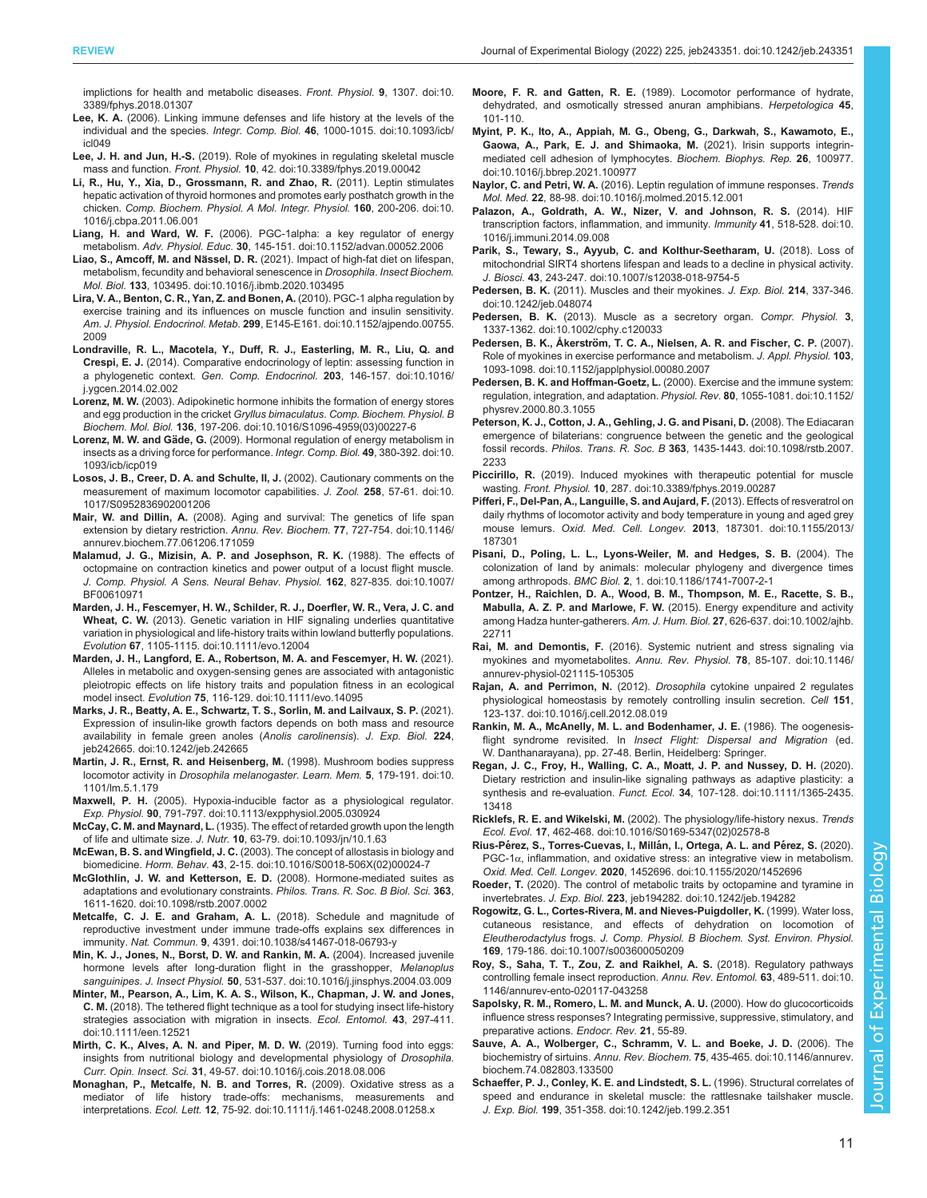implictions for health and metabolic diseases. *Front. Physiol.* **9**, 1307. doi:10.3389/fphys.2018.01307

**Lee, K. A.** (2006). Linking immune defenses and life history at the levels of the individual and the species. *Integr. Comp. Biol.* **46**, 1000-1015. doi:10.1093/icb/icl049

**Lee, J. H. and Jun, H.-S.** (2019). Role of myokines in regulating skeletal muscle mass and function. *Front. Physiol.* **10**, 42. doi:10.3389/fphys.2019.00042

**Li, R., Hu, Y., Xia, D., Grossmann, R. and Zhao, R.** (2011). Leptin stimulates hepatic activation of thyroid hormones and promotes early posthatch growth in the chicken. *Comp. Biochem. Physiol. A Mol. Integr. Physiol.* **160**, 200-206. doi:10.1016/j.cbpa.2011.06.001

**Liang, H. and Ward, W. F.** (2006). PGC-1alpha: a key regulator of energy metabolism. *Adv. Physiol. Educ.* **30**, 145-151. doi:10.1152/advan.00052.2006

**Liao, S., Amcoff, M. and Nässel, D. R.** (2021). Impact of high-fat diet on lifespan, metabolism, fecundity and behavioral senescence in *Drosophila*. *Insect Biochem. Mol. Biol.* **133**, 103495. doi:10.1016/j.ibmb.2020.103495

**Lira, V. A., Benton, C. R., Yan, Z. and Bonen, A.** (2010). PGC-1 alpha regulation by exercise training and its influences on muscle function and insulin sensitivity. *Am. J. Physiol. Endocrinol. Metab.* **299**, E145-E161. doi:10.1152/ajpendo.00755.2009

**Londraville, R. L., Macotela, Y., Duff, R. J., Easterling, M. R., Liu, Q. and Crespi, E. J.** (2014). Comparative endocrinology of leptin: assessing function in a phylogenetic context. *Gen. Comp. Endocrinol.* **203**, 146-157. doi:10.1016/j.ygcen.2014.02.002

**Lorenz, M. W.** (2003). Adipokinetic hormone inhibits the formation of energy stores and egg production in the cricket *Gryllus bimaculatus*. *Comp. Biochem. Physiol. B Biochem. Mol. Biol.* **136**, 197-206. doi:10.1016/S1096-4959(03)00227-6

**Lorenz, M. W. and Gäde, G.** (2009). Hormonal regulation of energy metabolism in insects as a driving force for performance. *Integr. Comp. Biol.* **49**, 380-392. doi:10.1093/icb/icp019

**Losos, J. B., Creer, D. A. and Schulte, II, J.** (2002). Cautionary comments on the measurement of maximum locomotor capabilities. *J. Zool.* **258**, 57-61. doi:10.1017/S0952836902001206

**Mair, W. and Dillin, A.** (2008). Aging and survival: The genetics of life span extension by dietary restriction. *Annu. Rev. Biochem.* **77**, 727-754. doi:10.1146/annurev.biochem.77.061206.171059

**Malamud, J. G., Mizisin, A. P. and Josephson, R. K.** (1988). The effects of octopamine on contraction kinetics and power output of a locust flight muscle. *J. Comp. Physiol. A Sens. Neural Behav. Physiol.* **162**, 827-835. doi:10.1007/BF00610971

**Marden, J. H., Fescemyer, H. W., Schilder, R. J., Doerfler, W. R., Vera, J. C. and Wheat, C. W.** (2013). Genetic variation in HIF signaling underlies quantitative variation in physiological and life-history traits within lowland butterfly populations. *Evolution* **67**, 1105-1115. doi:10.1111/evo.12004

**Marden, J. H., Langford, E. A., Robertson, M. A. and Fescemyer, H. W.** (2021). Alleles in metabolic and oxygen-sensing genes are associated with antagonistic pleiotropic effects on life history traits and population fitness in an ecological model insect. *Evolution* **75**, 116-129. doi:10.1111/evo.14095

**Marks, J. R., Beatty, A. E., Schwartz, T. S., Sorlin, M. and Lailvaux, S. P.** (2021). Expression of insulin-like growth factors depends on both mass and resource availability in female green anoles (*Anolis carolinensis*). *J. Exp. Biol.* **224**, jeb242665. doi:10.1242/jeb.242665

**Martin, J. R., Ernst, R. and Heisenberg, M.** (1998). Mushroom bodies suppress locomotor activity in *Drosophila melanogaster*. *Learn. Mem.* **5**, 179-191. doi:10.1101/lm.5.1.179

**Maxwell, P. H.** (2005). Hypoxia-inducible factor as a physiological regulator. *Exp. Physiol.* **90**, 791-797. doi:10.1113/expphysiol.2005.030924

**McCay, C. M. and Maynard, L.** (1935). The effect of retarded growth upon the length of life and ultimate size. *J. Nutr.* **10**, 63-79. doi:10.1093/jn/10.1.63

**McEwan, B. S. and Wingfield, J. C.** (2003). The concept of allostasis in biology and biomedicine. *Horm. Behav.* **43**, 2-15. doi:10.1016/S0018-506X(02)00024-7

**McGlothlin, J. W. and Ketterson, E. D.** (2008). Hormone-mediated suites as adaptations and evolutionary constraints. *Philos. Trans. R. Soc. B Biol. Sci.* **363**, 1611-1620. doi:10.1098/rstb.2007.0002

**Metcalfe, C. J. E. and Graham, A. L.** (2018). Schedule and magnitude of reproductive investment under immune trade-offs explains sex differences in immunity. *Nat. Commun.* **9**, 4391. doi:10.1038/s41467-018-06793-y

**Min, K. J., Jones, N., Borst, D. W. and Rankin, M. A.** (2004). Increased juvenile hormone levels after long-duration flight in the grasshopper, *Melanoplus sanguinipes*. *J. Insect Physiol.* **50**, 531-537. doi:10.1016/j.jinsphys.2004.03.009

**Minter, M., Pearson, A., Lim, K. A. S., Wilson, K., Chapman, J. W. and Jones, C. M.** (2018). The tethered flight technique as a tool for studying insect life-history strategies association with migration in insects. *Ecol. Entomol.* **43**, 297-411. doi:10.1111/een.12521

**Mirth, C. K., Alves, A. N. and Piper, M. D. W.** (2019). Turning food into eggs: insights from nutritional biology and developmental physiology of *Drosophila*. *Curr. Opin. Insect. Sci.* **31**, 49-57. doi:10.1016/j.cois.2018.08.006

**Monaghan, P., Metcalfe, N. B. and Torres, R.** (2009). Oxidative stress as a mediator of life history trade-offs: mechanisms, measurements and interpretations. *Ecol. Lett.* **12**, 75-92. doi:10.1111/j.1461-0248.2008.01258.x

**Moore, F. R. and Gatten, R. E.** (1989). Locomotor performance of hydrate, dehydrated, and osmotically stressed anuran amphibians. *Herpetologica* **45**, 101-110.

**Myint, P. K., Ito, A., Appiah, M. G., Obeng, G., Darkwah, S., Kawamoto, E., Gaowa, A., Park, E. J. and Shimaoka, M.** (2021). Irisin supports integrin-mediated cell adhesion of lymphocytes. *Biochem. Biophys. Rep.* **26**, 100977. doi:10.1016/j.bbrep.2021.100977

**Naylor, C. and Petri, W. A.** (2016). Leptin regulation of immune responses. *Trends Mol. Med.* **22**, 88-98. doi:10.1016/j.molmed.2015.12.001

**Palazon, A., Goldrath, A. W., Nizer, V. and Johnson, R. S.** (2014). HIF transcription factors, inflammation, and immunity. *Immunity* **41**, 518-528. doi:10.1016/j.immuni.2014.09.008

**Parik, S., Tewary, S., Ayyub, C. and Kolthur-Seetharam, U.** (2018). Loss of mitochondrial SIRT4 shortens lifespan and leads to a decline in physical activity. *J. Biosci.* **43**, 243-247. doi:10.1007/s12038-018-9754-5

**Pedersen, B. K.** (2011). Muscles and their myokines. *J. Exp. Biol.* **214**, 337-346. doi:10.1242/jeb.048074

**Pedersen, B. K.** (2013). Muscle as a secretory organ. *Compr. Physiol.* **3**, 1337-1362. doi:10.1002/cphy.c120033

**Pedersen, B. K., Åkerström, T. C. A., Nielsen, A. R. and Fischer, C. P.** (2007). Role of myokines in exercise performance and metabolism. *J. Appl. Physiol.* **103**, 1093-1098. doi:10.1152/japplphysiol.00080.2007

**Pedersen, B. K. and Hoffman-Goetz, L.** (2000). Exercise and the immune system: regulation, integration, and adaptation. *Physiol. Rev.* **80**, 1055-1081. doi:10.1152/physrev.2000.80.3.1055

**Peterson, K. J., Cotton, J. A., Gehling, J. G. and Pisani, D.** (2008). The Ediacaran emergence of bilaterians: congruence between the genetic and the geological fossil records. *Philos. Trans. R. Soc. B* **363**, 1435-1443. doi:10.1098/rstb.2007.2233

**Piccirillo, R.** (2019). Induced myokines with therapeutic potential for muscle wasting. *Front. Physiol.* **10**, 287. doi:10.3389/fphys.2019.00287

**Pifferi, F., Del-Pan, A., Languille, S. and Aujard, F.** (2013). Effects of resveratrol on daily rhythms of locomotor activity and body temperature in young and aged grey mouse lemurs. *Oxid. Med. Cell. Longev.* **2013**, 187301. doi:10.1155/2013/187301

**Pisani, D., Poling, L. L., Lyons-Weiler, M. and Hedges, S. B.** (2004). The colonization of land by animals: molecular phylogeny and divergence times among arthropods. *BMC Biol.* **2**, 1. doi:10.1186/1741-7007-2-1

**Pontzer, H., Raichlen, D. A., Wood, B. M., Thompson, M. E., Racette, S. B., Mabulla, A. Z. P. and Marlowe, F. W.** (2015). Energy expenditure and activity among Hadza hunter-gatherers. *Am. J. Hum. Biol.* **27**, 626-637. doi:10.1002/ajhb.22711

**Rai, M. and Demontis, F.** (2016). Systemic nutrient and stress signaling via myokines and myometabolites. *Annu. Rev. Physiol.* **78**, 85-107. doi:10.1146/annurev-physiol-021115-105305

**Rajan, A. and Perrimon, N.** (2012). *Drosophila* cytokine unpaired 2 regulates physiological homeostasis by remotely controlling insulin secretion. *Cell* **151**, 123-137. doi:10.1016/j.cell.2012.08.019

**Rankin, M. A., McAnelly, M. L. and Bodenhamer, J. E.** (1986). The oogenesis-flight syndrome revisited. In *Insect Flight: Dispersal and Migration* (ed. W. Danthanarayana), pp. 27-48. Berlin, Heidelberg: Springer.

**Regan, J. C., Froy, H., Walling, C. A., Moatt, J. P. and Nussey, D. H.** (2020). Dietary restriction and insulin-like signaling pathways as adaptive plasticity: a synthesis and re-evaluation. *Funct. Ecol.* **34**, 107-128. doi:10.1111/1365-2435.13418

**Ricklefs, R. E. and Wikelski, M.** (2002). The physiology/life-history nexus. *Trends Ecol. Evol.* **17**, 462-468. doi:10.1016/S0169-5347(02)02578-8

**Rius-Pérez, S., Torres-Cuevas, I., Millán, I., Ortega, A. L. and Pérez, S.** (2020). PGC-1α, inflammation, and oxidative stress: an integrative view in metabolism. *Oxid. Med. Cell. Longev.* **2020**, 1452696. doi:10.1155/2020/1452696

**Roeder, T.** (2020). The control of metabolic traits by octopamine and tyramine in invertebrates. *J. Exp. Biol.* **223**, jeb194282. doi:10.1242/jeb.194282

**Rogowitz, G. L., Cortes-Rivera, M. and Nieves-Puigdoller, K.** (1999). Water loss, cutaneous resistance, and effects of dehydration on locomotion of *Eleutherodactylus* frogs. *J. Comp. Physiol. B Biochem. Syst. Environ. Physiol.* **169**, 179-186. doi:10.1007/s003600050209

**Roy, S., Saha, T. T., Zou, Z. and Raikhel, A. S.** (2018). Regulatory pathways controlling female insect reproduction. *Annu. Rev. Entomol.* **63**, 489-511. doi:10.1146/annurev-ento-020117-043258

**Sapolsky, R. M., Romero, L. M. and Munck, A. U.** (2000). How do glucocorticoids influence stress responses? Integrating permissive, suppressive, stimulatory, and preparative actions. *Endocr. Rev.* **21**, 55-89.

**Sauve, A. A., Wolberger, C., Schramm, V. L. and Boeke, J. D.** (2006). The biochemistry of sirtuins. *Annu. Rev. Biochem.* **75**, 435-465. doi:10.1146/annurev.biochem.74.082803.133500

**Schaeffer, P. J., Conley, K. E. and Lindstedt, S. L.** (1996). Structural correlates of speed and endurance in skeletal muscle: the rattlesnake tailshaker muscle. *J. Exp. Biol.* **199**, 351-358. doi:10.1242/jeb.199.2.351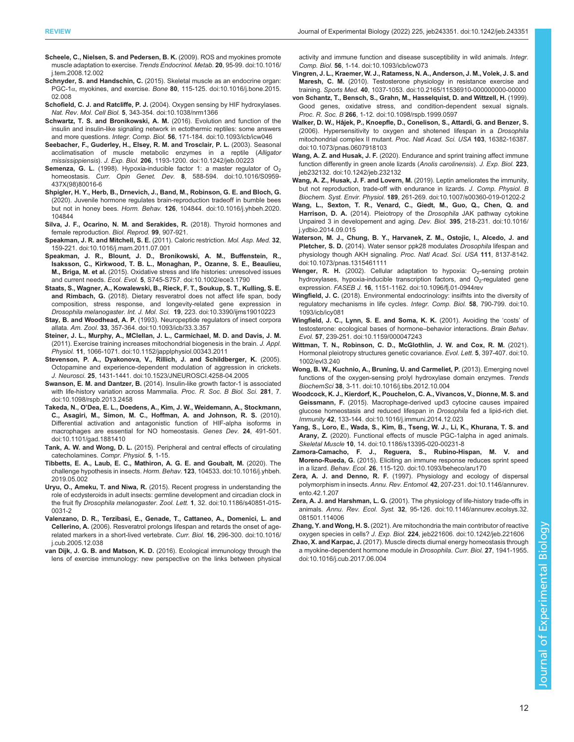**Scheele, C., Nielsen, S. and Pedersen, B. K.** (2009). ROS and myokines promote muscle adaptation to exercise. *Trends Endocrinol. Metab.* **20**, 95-99. doi:10.1016/j.tem.2008.12.002

**Schnyder, S. and Handschin, C.** (2015). Skeletal muscle as an endocrine organ: PGC-1α, myokines, and exercise. *Bone* **80**, 115-125. doi:10.1016/j.bone.2015.02.008

**Schofield, C. J. and Ratcliffe, P. J.** (2004). Oxygen sensing by HIF hydroxylases. *Nat. Rev. Mol. Cell Biol.* **5**, 343-354. doi:10.1038/nrm1366

**Schwartz, T. S. and Bronikowski, A. M.** (2016). Evolution and function of the insulin and insulin-like signaling network in ectothermic reptiles: some answers and more questions. *Integr. Comp. Biol.* **56**, 171-184. doi:10.1093/icb/icw046

**Seebacher, F., Guderley, H., Elsey, R. M. and Trosclair, P. L.** (2003). Seasonal acclimatisation of muscle metabolic enzymes in a reptile (*Alligator mississippiensis*). *J. Exp. Biol.* **206**, 1193-1200. doi:10.1242/jeb.00223

**Semenza, G. L.** (1998). Hypoxia-inducible factor 1: a master regulator of $O_2$ homeostasis. *Curr. Opin Genet. Dev.* **8**, 588-594. doi:10.1016/S0959-437X(98)80016-6

**Shpigler, H. Y., Herb, B., Drnevich, J., Band, M., Robinson, G. E. and Bloch, G.** (2020). Juvenile hormone regulates brain-reproduction tradeoff in bumble bees but not in honey bees. *Horm. Behav.* **126**, 104844. doi:10.1016/j.yhbeh.2020.104844

**Silva, J. F., Ocarino, N. M. and Serakides, R.** (2018). Thyroid hormones and female reproduction. *Biol. Reprod.* **99**, 907-921.

**Speakman, J. R. and Mitchell, S. E.** (2011). Caloric restriction. *Mol. Asp. Med.* **32**, 159-221. doi:10.1016/j.mam.2011.07.001

**Speakman, J. R., Blount, J. D., Bronikowski, A. M., Buffenstein, R., Isaksson, C., Kirkwood, T. B. L., Monaghan, P., Ozanne, S. E., Beaulieu, M., Briga, M. et al.** (2015). Oxidative stress and life histories: unresolved issues and current needs. *Ecol. Evol.* **5**, S745-S757. doi:10.1002/ece3.1790

**Staats, S., Wagner, A., Kowalewski, B., Rieck, F. T., Soukup, S. T., Kulling, S. E. and Rimbach, G.** (2018). Dietary resveratrol does not affect life span, body composition, stress response, and longevity-related gene expression in *Drosophila melanogaster*. *Int. J. Mol. Sci.* **19**, 223. doi:10.3390/ijms19010223

**Stay, B. and Woodhead, A. P.** (1993). Neuropeptide regulators of insect corpora allata. *Am. Zool.* **33**, 357-364. doi:10.1093/icb/33.3.357

**Steiner, J. L., Murphy, A., MClellan, J. L., Carmichael, M. D. and Davis, J. M.** (2011). Exercise training increases mitochondrial biogenesis in the brain. *J. Appl. Physiol.* **11**, 1066-1071. doi:10.1152/japplphysiol.00343.2011

**Stevenson, P. A., Dyakonova, V., Rillich, J. and Schildberger, K.** (2005). Octopamine and experience-dependent modulation of aggression in crickets. *J. Neurosci.* **25**, 1431-1441. doi:10.1523/JNEUROSCI.4258-04.2005

**Swanson, E. M. and Dantzer, B.** (2014). Insulin-like growth factor-1 is associated with life-history variation across Mammalia. *Proc. R. Soc. B Biol. Sci.* **281**, 7. doi:10.1098/rspb.2013.2458

**Takeda, N., O'Dea, E. L., Doedens, A., Kim, J. W., Weidemann, A., Stockmann, C., Asagiri, M., Simon, M. C., Hoffman, A. and Johnson, R. S.** (2010). Differential activation and antagonistic function of HIF-alpha isoforms in macrophages are essential for NO homeostasis. *Genes Dev.* **24**, 491-501. doi:10.1101/gad.1881410

**Tank, A. W. and Wong, D. L.** (2015). Peripheral and central effects of circulating catecholamines. *Compr. Physiol.* **5**, 1-15.

**Tibbetts, E. A., Laub, E. C., Mathiron, A. G. E. and Goubalt, M.** (2020). The challenge hypothesis in insects. *Horm. Behav.* **123**, 104533. doi:10.1016/j.yhbeh.2019.05.002

**Uryu, O., Ameku, T. and Niwa, R.** (2015). Recent progress in understanding the role of ecdysteroids in adult insects: germline development and circadian clock in the fruit fly *Drosophila melanogaster*. *Zool. Lett.* **1**, 32. doi:10.1186/s40851-015-0031-2

**Valenzano, D. R., Terzibasi, E., Genade, T., Cattaneo, A., Domenici, L. and Cellerino, A.** (2006). Resveratrol prolongs lifespan and retards the onset of age-related markers in a short-lived vertebrate. *Curr. Biol.* **16**, 296-300. doi:10.1016/j.cub.2005.12.038

**van Dijk, J. G. B. and Matson, K. D.** (2016). Ecological immunology through the lens of exercise immunology: new perspective on the links between physical activity and immune function and disease susceptibility in wild animals. *Integr. Comp. Biol.* **56**, 1-14. doi:10.1093/icb/icw073

**Vingren, J. L., Kraemer, W. J., Ratamess, N. A., Anderson, J. M., Volek, J. S. and Maresh, C. M.** (2010). Testosterone physiology in resistance exercise and training. *Sports Med.* **40**, 1037-1053. doi:10.2165/11536910-000000000-00000

**von Schantz, T., Bensch, S., Grahn, M., Hasselquist, D. and Wittzell, H.** (1999). Good genes, oxidative stress, and condition-dependent sexual signals. *Proc. R. Soc. B* **266**, 1-12. doi:10.1098/rspb.1999.0597

**Walker, D. W., Hájek, P., Knoepfle, D., Conelison, S., Attardi, G. and Benzer, S.** (2006). Hypersensitivity to oxygen and shotened lifespan in a *Drosophila* mitochondrial complex II mutant. *Proc. Natl Acad. Sci. USA* **103**, 16382-16387. doi:10.1073/pnas.0607918103

**Wang, A. Z. and Husak, J. F.** (2020). Endurance and sprint training affect immune function differently in green anole lizards (*Anolis carolinensis*). *J. Exp. Biol.* **223**, jeb232132. doi:10.1242/jeb.232132

**Wang, A. Z., Husak, J. F. and Lovern, M.** (2019). Leptin ameliorates the immunity, but not reproduction, trade-off with endurance in lizards. *J. Comp. Physiol. B Biochem. Syst. Envir. Physiol.* **189**, 261-269. doi:10.1007/s00360-019-01202-2

**Wang, L., Sexton, T. R., Venard, C., Giedt, M., Guo, Q., Chen, Q. and Harrison, D. A.** (2014). Pleiotropy of the *Drosophila* JAK pathway cytokine Unpaired 3 in developement and aging. *Dev. Biol.* **395**, 218-231. doi:10.1016/j.ydbio.2014.09.015

**Waterson, M. J., Chung, B. Y., Harvanek, Z. M., Ostojic, I., Alcedo, J. and Pletcher, S. D.** (2014). Water sensor ppk28 modulates *Drosophila* lifespan and physiology though AKH signaling. *Proc. Natl Acad. Sci. USA* **111**, 8137-8142. doi:10.1073/pnas.1315461111

**Wenger, R. H.** (2002). Cellular adaptation to hypoxia: $O_2$-sensing protein hydroxylases, hypoxia-inducible transcription factors, and $O_2$-regulated gene expression. *FASEB J.* **16**, 1151-1162. doi:10.1096/fj.01-0944rev

**Wingfield, J. C.** (2018). Environmental endocrinology: insifhts into the diversity of regulatory mechanisms in life cycles. *Integr. Comp. Biol.* **58**, 790-799. doi:10.1093/icb/icy081

**Wingfield, J. C., Lynn, S. E. and Soma, K. K.** (2001). Avoiding the 'costs' of testosterone: ecological bases of hormone–behavior interactions. *Brain Behav. Evol.* **57**, 239-251. doi:10.1159/000047243

**Wittman, T. N., Robinson, C. D., McGlothlin, J. W. and Cox, R. M.** (2021). Hormonal pleiotropy structures genetic covariance. *Evol. Lett.* **5**, 397-407. doi:10.1002/evl3.240

**Wong, B. W., Kuchnio, A., Bruning, U. and Carmeliet, P.** (2013). Emerging novel functions of the oxygen-sensing prolyl hydroxylase domain enzymes. *Trends BiochemSci* **38**, 3-11. doi:10.1016/j.tibs.2012.10.004

**Woodcock, K. J., Kierdorf, K., Pouchelon, C. A., Vivancos, V., Dionne, M. S. and Geissmann, F.** (2015). Macrophage-derived upd3 cytocine causes impaired glucose homeostasis and reduced lifespan in *Drosophila* fed a lipid-rich diet. *Immunity* **42**, 133-144. doi:10.1016/j.immuni.2014.12.023

**Yang, S., Loro, E., Wada, S., Kim, B., Tseng, W. J., Li, K., Khurana, T. S. and Arany, Z.** (2020). Functional effects of muscle PGC-1alpha in aged animals. *Skeletal Muscle* **10**, 14. doi:10.1186/s13395-020-00231-8

**Zamora-Camacho, F. J., Reguera, S., Rubino-Hispan, M. V. and Moreno-Rueda, G.** (2015). Eliciting an immune response reduces sprint speed in a lizard. *Behav. Ecol.* **26**, 115-120. doi:10.1093/beheco/aru170

**Zera, A. J. and Denno, R. F.** (1997). Physiology and ecology of dispersal polymorphism in insects. *Annu. Rev. Entomol.* **42**, 207-231. doi:10.1146/annurev.ento.42.1.207

**Zera, A. J. and Harshman, L. G.** (2001). The physiology of life-history trade-offs in animals. *Annu. Rev. Ecol. Syst.* **32**, 95-126. doi:10.1146/annurev.ecolsys.32.081501.114006

**Zhang, Y. and Wong, H. S.** (2021). Are mitochondria the main contributor of reactive oxygen species in cells? *J. Exp. Biol.* **224**, jeb221606. doi:10.1242/jeb.221606

**Zhao, X. and Karpac, J.** (2017). Muscle directs diurnal energy homeostasis through a myokine-dependent hormone module in *Drosophila*. *Curr. Biol.* **27**, 1941-1955. doi:10.1016/j.cub.2017.06.004